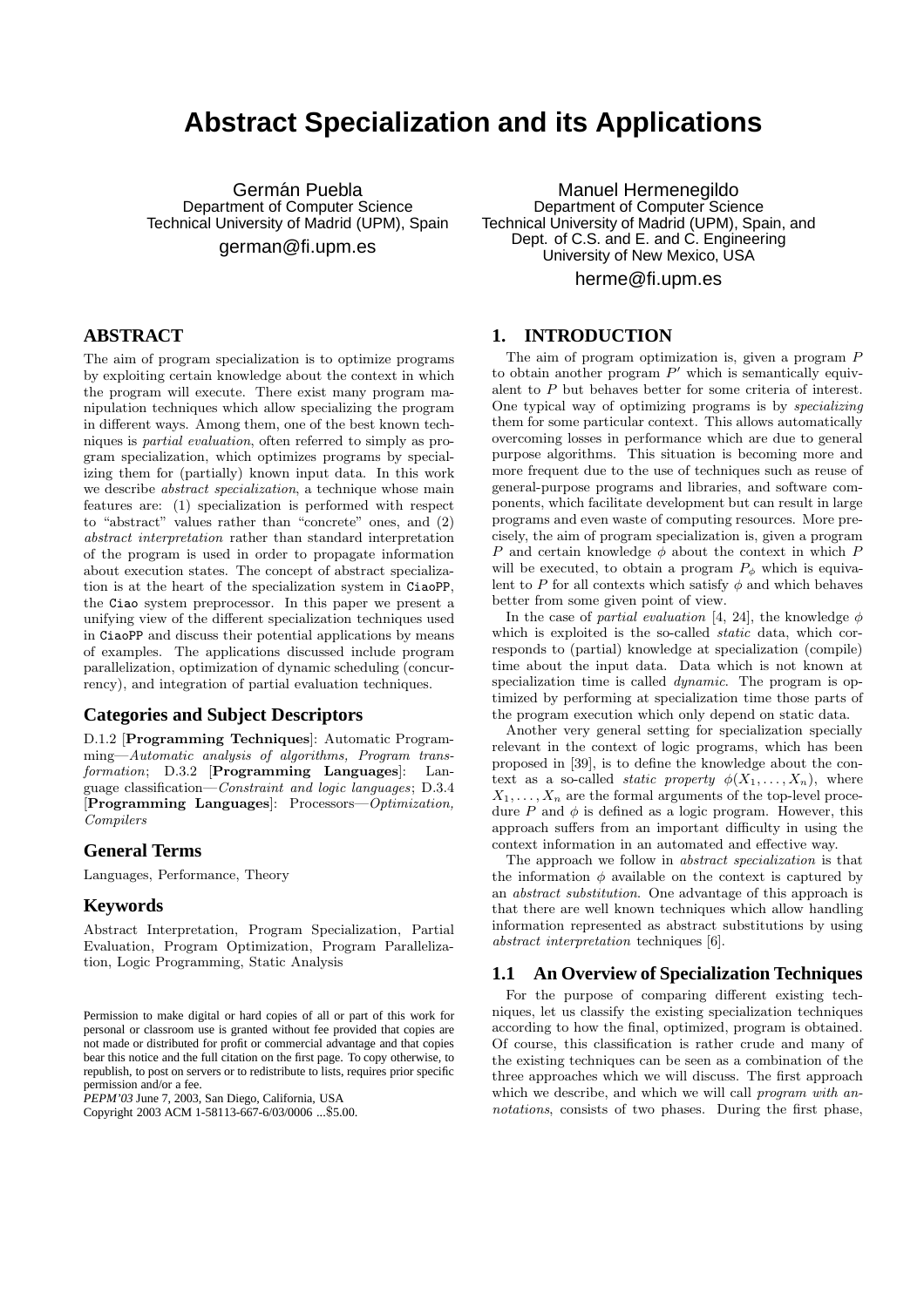# Abstract Specialization and its Applications

Germán Puebla
Department of Computer Science
Technical University of Madrid (UPM), Spain
german@fi.upm.es

Manuel Hermenegildo
Department of Computer Science
Technical University of Madrid (UPM), Spain, and
Dept. of C.S. and E. and C. Engineering
University of New Mexico, USA
herme@fi.upm.es

## ABSTRACT

The aim of program specialization is to optimize programs by exploiting certain knowledge about the context in which the program will execute. There exist many program manipulation techniques which allow specializing the program in different ways. Among them, one of the best known techniques is *partial evaluation*, often referred to simply as program specialization, which optimizes programs by specializing them for (partially) known input data. In this work we describe *abstract specialization*, a technique whose main features are: (1) specialization is performed with respect to "abstract" values rather than "concrete" ones, and (2) *abstract interpretation* rather than standard interpretation of the program is used in order to propagate information about execution states. The concept of abstract specialization is at the heart of the specialization system in `CiaoPP`, the `Ciao` system preprocessor. In this paper we present a unifying view of the different specialization techniques used in `CiaoPP` and discuss their potential applications by means of examples. The applications discussed include program parallelization, optimization of dynamic scheduling (concurrency), and integration of partial evaluation techniques.

### Categories and Subject Descriptors

D.1.2 [**Programming Techniques**]: Automatic Programming—*Automatic analysis of algorithms, Program transformation*; D.3.2 [**Programming Languages**]: Language classification—*Constraint and logic languages*; D.3.4 [**Programming Languages**]: Processors—*Optimization, Compilers*

### General Terms

Languages, Performance, Theory

### Keywords

Abstract Interpretation, Program Specialization, Partial Evaluation, Program Optimization, Program Parallelization, Logic Programming, Static Analysis

Permission to make digital or hard copies of all or part of this work for personal or classroom use is granted without fee provided that copies are not made or distributed for profit or commercial advantage and that copies bear this notice and the full citation on the first page. To copy otherwise, to republish, to post on servers or to redistribute to lists, requires prior specific permission and/or a fee.
*PEPM'03* June 7, 2003, San Diego, California, USA
Copyright 2003 ACM 1-58113-667-6/03/0006 ...$5.00.

## 1. INTRODUCTION

The aim of program optimization is, given a program $P$ to obtain another program $P'$ which is semantically equivalent to $P$ but behaves better for some criteria of interest. One typical way of optimizing programs is by *specializing* them for some particular context. This allows automatically overcoming losses in performance which are due to general purpose algorithms. This situation is becoming more and more frequent due to the use of techniques such as reuse of general-purpose programs and libraries, and software components, which facilitate development but can result in large programs and even waste of computing resources. More precisely, the aim of program specialization is, given a program $P$ and certain knowledge $\phi$ about the context in which $P$ will be executed, to obtain a program $P_\phi$ which is equivalent to $P$ for all contexts which satisfy $\phi$ and which behaves better from some given point of view.

In the case of *partial evaluation* [4, 24], the knowledge $\phi$ which is exploited is the so-called *static* data, which corresponds to (partial) knowledge at specialization (compile) time about the input data. Data which is not known at specialization time is called *dynamic*. The program is optimized by performing at specialization time those parts of the program execution which only depend on static data.

Another very general setting for specialization specially relevant in the context of logic programs, which has been proposed in [39], is to define the knowledge about the context as a so-called *static property* $\phi(X_1, \ldots, X_n)$, where $X_1, \ldots, X_n$ are the formal arguments of the top-level procedure $P$ and $\phi$ is defined as a logic program. However, this approach suffers from an important difficulty in using the context information in an automated and effective way.

The approach we follow in *abstract specialization* is that the information $\phi$ available on the context is captured by an *abstract substitution*. One advantage of this approach is that there are well known techniques which allow handling information represented as abstract substitutions by using *abstract interpretation* techniques [6].

### 1.1 An Overview of Specialization Techniques

For the purpose of comparing different existing techniques, let us classify the existing specialization techniques according to how the final, optimized, program is obtained. Of course, this classification is rather crude and many of the existing techniques can be seen as a combination of the three approaches which we will discuss. The first approach which we describe, and which we will call *program with annotations*, consists of two phases. During the first phase,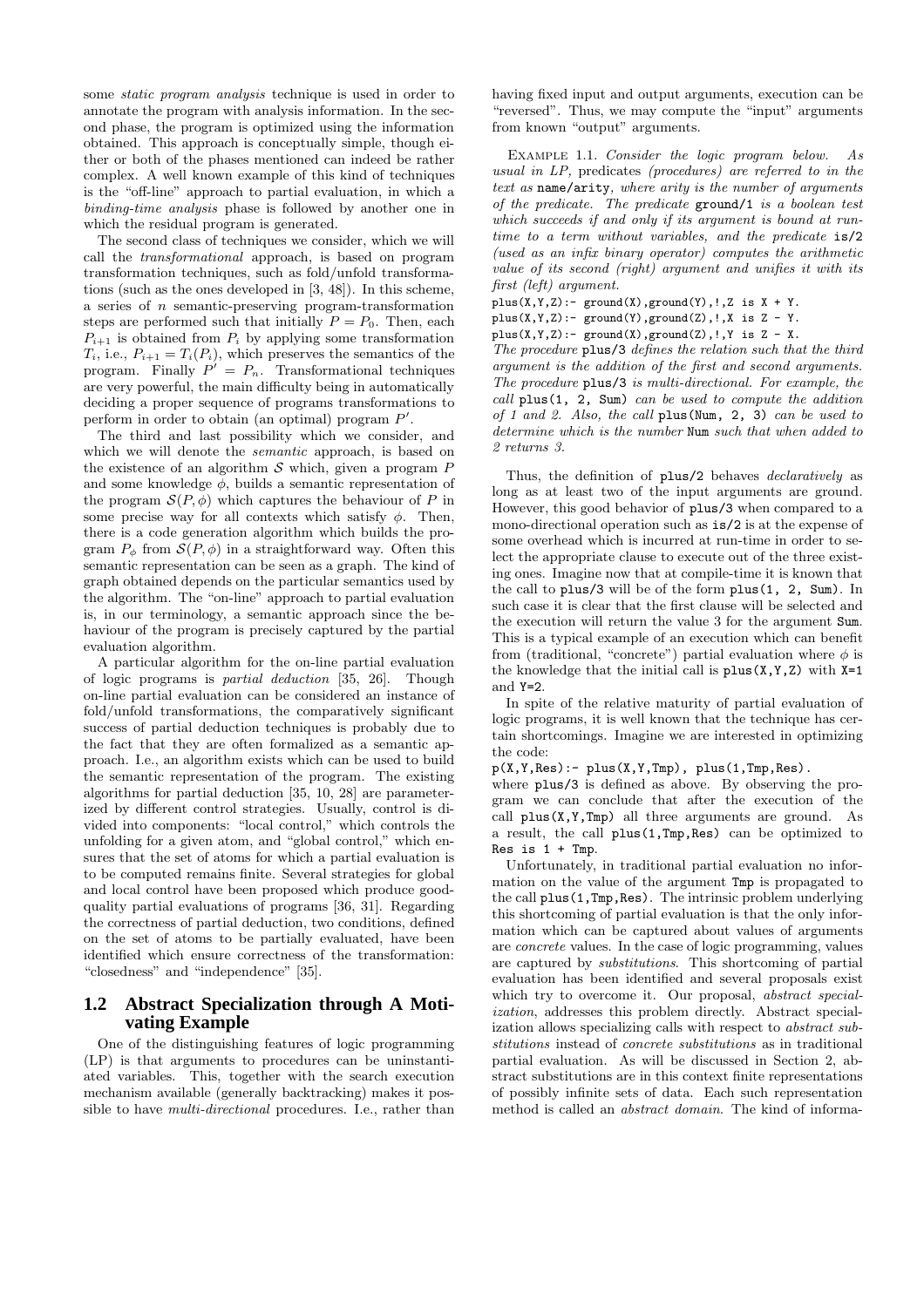some *static program analysis* technique is used in order to annotate the program with analysis information. In the second phase, the program is optimized using the information obtained. This approach is conceptually simple, though either or both of the phases mentioned can indeed be rather complex. A well known example of this kind of techniques is the "off-line" approach to partial evaluation, in which a *binding-time analysis* phase is followed by another one in which the residual program is generated.

The second class of techniques we consider, which we will call the *transformational* approach, is based on program transformation techniques, such as fold/unfold transformations (such as the ones developed in [3, 48]). In this scheme, a series of $n$ semantic-preserving program-transformation steps are performed such that initially $P = P_0$. Then, each $P_{i+1}$ is obtained from $P_i$ by applying some transformation $T_i$, i.e., $P_{i+1} = T_i(P_i)$, which preserves the semantics of the program. Finally $P' = P_n$. Transformational techniques are very powerful, the main difficulty being in automatically deciding a proper sequence of programs transformations to perform in order to obtain (an optimal) program $P'$.

The third and last possibility which we consider, and which we will denote the *semantic* approach, is based on the existence of an algorithm $\mathcal{S}$ which, given a program $P$ and some knowledge $\phi$, builds a semantic representation of the program $\mathcal{S}(P, \phi)$ which captures the behaviour of $P$ in some precise way for all contexts which satisfy $\phi$. Then, there is a code generation algorithm which builds the program $P_\phi$ from $\mathcal{S}(P, \phi)$ in a straightforward way. Often this semantic representation can be seen as a graph. The kind of graph obtained depends on the particular semantics used by the algorithm. The "on-line" approach to partial evaluation is, in our terminology, a semantic approach since the behaviour of the program is precisely captured by the partial evaluation algorithm.

A particular algorithm for the on-line partial evaluation of logic programs is *partial deduction* [35, 26]. Though on-line partial evaluation can be considered an instance of fold/unfold transformations, the comparatively significant success of partial deduction techniques is probably due to the fact that they are often formalized as a semantic approach. I.e., an algorithm exists which can be used to build the semantic representation of the program. The existing algorithms for partial deduction [35, 10, 28] are parameterized by different control strategies. Usually, control is divided into components: "local control," which controls the unfolding for a given atom, and "global control," which ensures that the set of atoms for which a partial evaluation is to be computed remains finite. Several strategies for global and local control have been proposed which produce good-quality partial evaluations of programs [36, 31]. Regarding the correctness of partial deduction, two conditions, defined on the set of atoms to be partially evaluated, have been identified which ensure correctness of the transformation: "closedness" and "independence" [35].

## 1.2 Abstract Specialization through A Motivating Example

One of the distinguishing features of logic programming (LP) is that arguments to procedures can be uninstantiated variables. This, together with the search execution mechanism available (generally backtracking) makes it possible to have *multi-directional* procedures. I.e., rather than having fixed input and output arguments, execution can be "reversed". Thus, we may compute the "input" arguments from known "output" arguments.

Example 1.1. *Consider the logic program below. As usual in LP,* predicates *(procedures) are referred to in the text as* `name/arity`*, where arity is the number of arguments of the predicate. The predicate* `ground/1` *is a boolean test which succeeds if and only if its argument is bound at runtime to a term without variables, and the predicate* `is/2` *(used as an infix binary operator) computes the arithmetic value of its second (right) argument and unifies it with its first (left) argument.*

```
plus(X,Y,Z):- ground(X),ground(Y),!,Z is X + Y.
plus(X,Y,Z):- ground(Y),ground(Z),!,X is Z - Y.
plus(X,Y,Z):- ground(X),ground(Z),!,Y is Z - X.
```

*The procedure* `plus/3` *defines the relation such that the third argument is the addition of the first and second arguments. The procedure* `plus/3` *is multi-directional. For example, the call* `plus(1, 2, Sum)` *can be used to compute the addition of 1 and 2. Also, the call* `plus(Num, 2, 3)` *can be used to determine which is the number* `Num` *such that when added to 2 returns 3.*

Thus, the definition of `plus/2` behaves *declaratively* as long as at least two of the input arguments are ground. However, this good behavior of `plus/3` when compared to a mono-directional operation such as `is/2` is at the expense of some overhead which is incurred at run-time in order to select the appropriate clause to execute out of the three existing ones. Imagine now that at compile-time it is known that the call to `plus/3` will be of the form `plus(1, 2, Sum)`. In such case it is clear that the first clause will be selected and the execution will return the value 3 for the argument `Sum`. This is a typical example of an execution which can benefit from (traditional, "concrete") partial evaluation where $\phi$ is the knowledge that the initial call is `plus(X,Y,Z)` with `X=1` and `Y=2`.

In spite of the relative maturity of partial evaluation of logic programs, it is well known that the technique has certain shortcomings. Imagine we are interested in optimizing the code:

```
p(X,Y,Res):- plus(X,Y,Tmp), plus(1,Tmp,Res).
```

where `plus/3` is defined as above. By observing the program we can conclude that after the execution of the call `plus(X,Y,Tmp)` all three arguments are ground. As a result, the call `plus(1,Tmp,Res)` can be optimized to `Res is 1 + Tmp`.

Unfortunately, in traditional partial evaluation no information on the value of the argument `Tmp` is propagated to the call `plus(1,Tmp,Res)`. The intrinsic problem underlying this shortcoming of partial evaluation is that the only information which can be captured about values of arguments are *concrete* values. In the case of logic programming, values are captured by *substitutions*. This shortcoming of partial evaluation has been identified and several proposals exist which try to overcome it. Our proposal, *abstract specialization*, addresses this problem directly. Abstract specialization allows specializing calls with respect to *abstract substitutions* instead of *concrete substitutions* as in traditional partial evaluation. As will be discussed in Section 2, abstract substitutions are in this context finite representations of possibly infinite sets of data. Each such representation method is called an *abstract domain*. The kind of informa-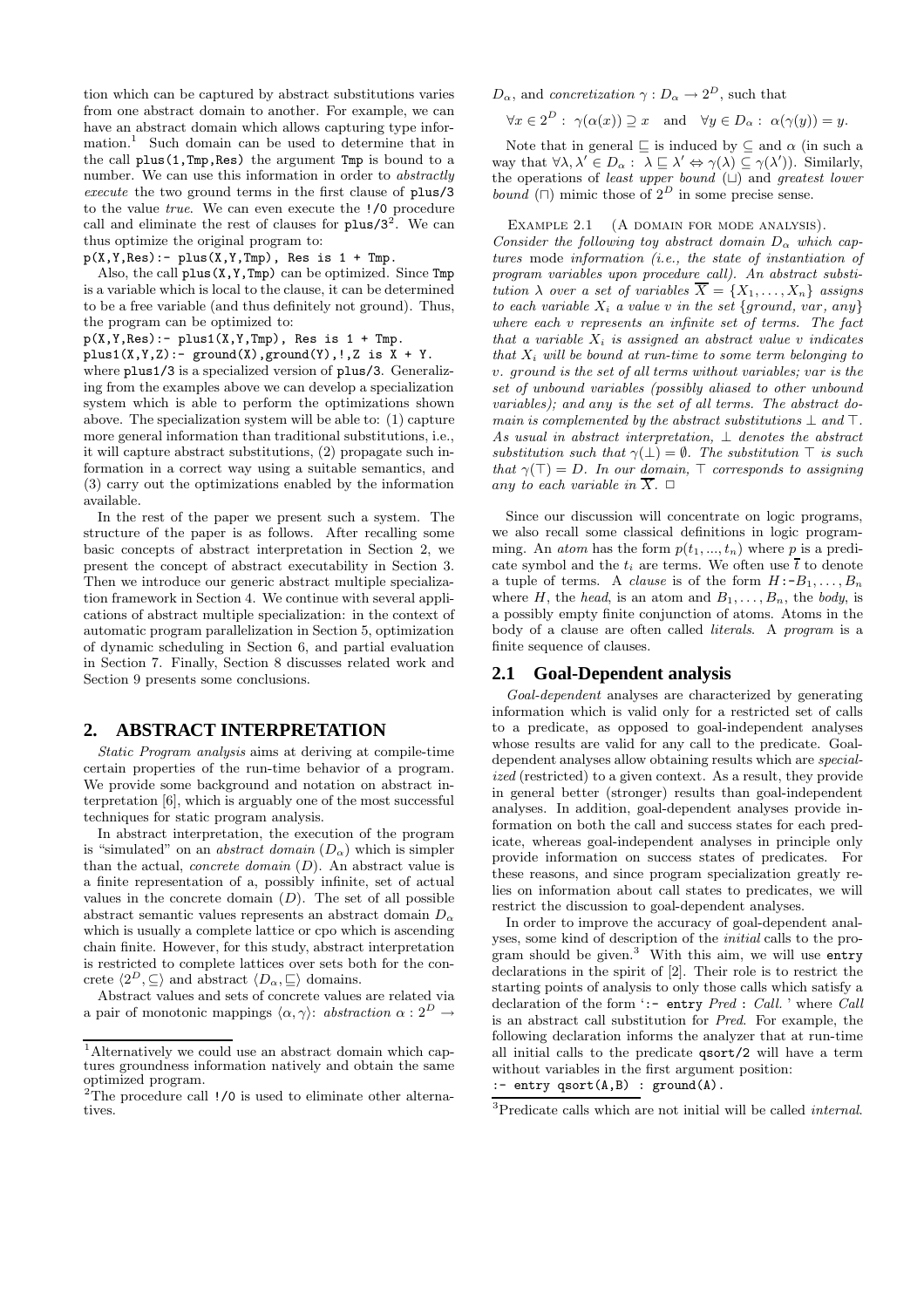tion which can be captured by abstract substitutions varies from one abstract domain to another. For example, we can have an abstract domain which allows capturing type information.[1] Such domain can be used to determine that in the call `plus(1,Tmp,Res)` the argument `Tmp` is bound to a number. We can use this information in order to *abstractly execute* the two ground terms in the first clause of `plus/3` to the value *true*. We can even execute the `!/0` procedure call and eliminate the rest of clauses for `plus/3`[2]. We can thus optimize the original program to:

```
p(X,Y,Res):- plus(X,Y,Tmp), Res is 1 + Tmp.
```

Also, the call `plus(X,Y,Tmp)` can be optimized. Since `Tmp` is a variable which is local to the clause, it can be determined to be a free variable (and thus definitely not ground). Thus, the program can be optimized to:

```
p(X,Y,Res):- plus1(X,Y,Tmp), Res is 1 + Tmp.
plus1(X,Y,Z):- ground(X),ground(Y),!,Z is X + Y.
```

where `plus1/3` is a specialized version of `plus/3`. Generalizing from the examples above we can develop a specialization system which is able to perform the optimizations shown above. The specialization system will be able to: (1) capture more general information than traditional substitutions, i.e., it will capture abstract substitutions, (2) propagate such information in a correct way using a suitable semantics, and (3) carry out the optimizations enabled by the information available.

In the rest of the paper we present such a system. The structure of the paper is as follows. After recalling some basic concepts of abstract interpretation in Section 2, we present the concept of abstract executability in Section 3. Then we introduce our generic abstract multiple specialization framework in Section 4. We continue with several applications of abstract multiple specialization: in the context of automatic program parallelization in Section 5, optimization of dynamic scheduling in Section 6, and partial evaluation in Section 7. Finally, Section 8 discusses related work and Section 9 presents some conclusions.

## 2. ABSTRACT INTERPRETATION

*Static Program analysis* aims at deriving at compile-time certain properties of the run-time behavior of a program. We provide some background and notation on abstract interpretation [6], which is arguably one of the most successful techniques for static program analysis.

In abstract interpretation, the execution of the program is "simulated" on an *abstract domain* ($D_\alpha$) which is simpler than the actual, *concrete domain* ($D$). An abstract value is a finite representation of a, possibly infinite, set of actual values in the concrete domain ($D$). The set of all possible abstract semantic values represents an abstract domain $D_\alpha$ which is usually a complete lattice or cpo which is ascending chain finite. However, for this study, abstract interpretation is restricted to complete lattices over sets both for the concrete $\langle 2^D, \subseteq\rangle$ and abstract $\langle D_\alpha, \sqsubseteq\rangle$ domains.

Abstract values and sets of concrete values are related via a pair of monotonic mappings $\langle\alpha,\gamma\rangle$: *abstraction* $\alpha : 2^D \rightarrow D_\alpha$, and *concretization* $\gamma : D_\alpha \rightarrow 2^D$, such that

$$\forall x \in 2^D : \gamma(\alpha(x)) \supseteq x \quad \text{and} \quad \forall y \in D_\alpha : \alpha(\gamma(y)) = y.$$

Note that in general $\sqsubseteq$ is induced by $\subseteq$ and $\alpha$ (in such a way that $\forall \lambda, \lambda' \in D_\alpha : \lambda \sqsubseteq \lambda' \Leftrightarrow \gamma(\lambda) \subseteq \gamma(\lambda')$). Similarly, the operations of *least upper bound* ($\sqcup$) and *greatest lower bound* ($\sqcap$) mimic those of $2^D$ in some precise sense.

Example 2.1 (A domain for mode analysis). *Consider the following toy abstract domain $D_\alpha$ which captures* mode *information (i.e., the state of instantiation of program variables upon procedure call). An abstract substitution $\lambda$ over a set of variables $\overline{X} = \{X_1,\ldots,X_n\}$ assigns to each variable $X_i$ a value $v$ in the set {ground, var, any} where each $v$ represents an infinite set of terms. The fact that a variable $X_i$ is assigned an abstract value $v$ indicates that $X_i$ will be bound at run-time to some term belonging to $v$. ground is the set of all terms without variables; var is the set of unbound variables (possibly aliased to other unbound variables); and any is the set of all terms. The abstract domain is complemented by the abstract substitutions $\bot$ and $\top$. As usual in abstract interpretation, $\bot$ denotes the abstract substitution such that $\gamma(\bot) = \emptyset$. The substitution $\top$ is such that $\gamma(\top) = D$. In our domain, $\top$ corresponds to assigning any to each variable in $\overline{X}$.* □

Since our discussion will concentrate on logic programs, we also recall some classical definitions in logic programming. An *atom* has the form $p(t_1,...,t_n)$ where $p$ is a predicate symbol and the $t_i$ are terms. We often use $\overline{t}$ to denote a tuple of terms. A *clause* is of the form $H$:-$B_1,\ldots,B_n$ where $H$, the *head*, is an atom and $B_1,\ldots,B_n$, the *body*, is a possibly empty finite conjunction of atoms. Atoms in the body of a clause are often called *literals*. A *program* is a finite sequence of clauses.

### 2.1 Goal-Dependent analysis

*Goal-dependent* analyses are characterized by generating information which is valid only for a restricted set of calls to a predicate, as opposed to goal-independent analyses whose results are valid for any call to the predicate. Goal-dependent analyses allow obtaining results which are *specialized* (restricted) to a given context. As a result, they provide in general better (stronger) results than goal-independent analyses. In addition, goal-dependent analyses provide information on both the call and success states for each predicate, whereas goal-independent analyses in principle only provide information on success states of predicates. For these reasons, and since program specialization greatly relies on information about call states to predicates, we will restrict the discussion to goal-dependent analyses.

In order to improve the accuracy of goal-dependent analyses, some kind of description of the *initial* calls to the program should be given.[3] With this aim, we will use `entry` declarations in the spirit of [2]. Their role is to restrict the starting points of analysis to only those calls which satisfy a declaration of the form '`:- entry` *Pred* : *Call*. ' where *Call* is an abstract call substitution for *Pred*. For example, the following declaration informs the analyzer that at run-time all initial calls to the predicate `qsort/2` will have a term without variables in the first argument position:

```
:- entry qsort(A,B) : ground(A).
```

---

[1] Alternatively we could use an abstract domain which captures groundness information natively and obtain the same optimized program.

[2] The procedure call `!/0` is used to eliminate other alternatives.

[3] Predicate calls which are not initial will be called *internal*.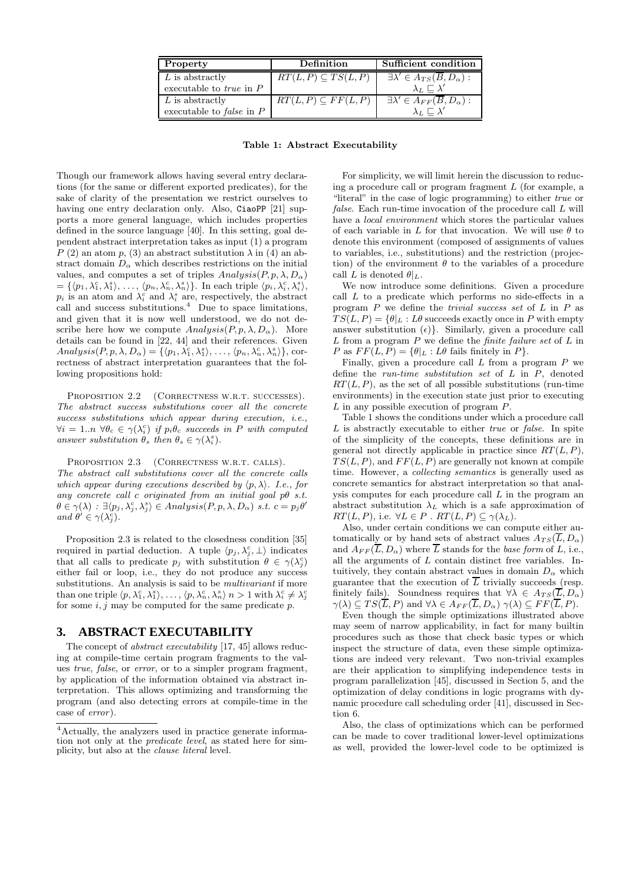| Property | Definition | Sufficient condition |
| --- | --- | --- |
| $L$ is abstractly executable to *true* in $P$ | $RT(L,P) \subseteq TS(L,P)$ | $\exists \lambda' \in A_{TS}(\overline{B}, D_\alpha)$ : $\lambda_L \sqsubseteq \lambda'$ |
| $L$ is abstractly executable to *false* in $P$ | $RT(L,P) \subseteq FF(L,P)$ | $\exists \lambda' \in A_{FF}(\overline{B}, D_\alpha)$ : $\lambda_L \sqsubseteq \lambda'$ |

**Table 1: Abstract Executability**

Though our framework allows having several entry declarations (for the same or different exported predicates), for the sake of clarity of the presentation we restrict ourselves to having one entry declaration only. Also, CiaoPP [21] supports a more general language, which includes properties defined in the source language [40]. In this setting, goal dependent abstract interpretation takes as input (1) a program $P$ (2) an atom $p$, (3) an abstract substitution $\lambda$ in (4) an abstract domain $D_\alpha$ which describes restrictions on the initial values, and computes a set of triples $Analysis(P, p, \lambda, D_\alpha) = \{\langle p_1, \lambda_1^c, \lambda_1^s \rangle, \ldots, \langle p_n, \lambda_n^c, \lambda_n^s \rangle\}$. In each triple $\langle p_i, \lambda_i^c, \lambda_i^s \rangle$, $p_i$ is an atom and $\lambda_i^c$ and $\lambda_i^s$ are, respectively, the abstract call and success substitutions.[4] Due to space limitations, and given that it is now well understood, we do not describe here how we compute $Analysis(P, p, \lambda, D_\alpha)$. More details can be found in [22, 44] and their references. Given $Analysis(P, p, \lambda, D_\alpha) = \{\langle p_1, \lambda_1^c, \lambda_1^s \rangle, \ldots, \langle p_n, \lambda_n^c, \lambda_n^s \rangle\}$, correctness of abstract interpretation guarantees that the following propositions hold:

Proposition 2.2 (Correctness w.r.t. successes). *The abstract success substitutions cover all the concrete success substitutions which appear during execution, i.e., $\forall i = 1..n \; \forall \theta_c \in \gamma(\lambda_i^c)$ if $p_i\theta_c$ succeeds in $P$ with computed answer substitution $\theta_s$ then $\theta_s \in \gamma(\lambda_i^s)$.*

Proposition 2.3 (Correctness w.r.t. calls). *The abstract call substitutions cover all the concrete calls which appear during executions described by $\langle p, \lambda \rangle$. I.e., for any concrete call $c$ originated from an initial goal $p\theta$ s.t. $\theta \in \gamma(\lambda)$ : $\exists \langle p_j, \lambda_j^c, \lambda_j^s \rangle \in Analysis(P, p, \lambda, D_\alpha)$ s.t. $c = p_j\theta'$ and $\theta' \in \gamma(\lambda_j^c)$.*

Proposition 2.3 is related to the closedness condition [35] required in partial deduction. A tuple $\langle p_j, \lambda_j^c, \bot \rangle$ indicates that all calls to predicate $p_j$ with substitution $\theta \in \gamma(\lambda_j^c)$ either fail or loop, i.e., they do not produce any success substitutions. An analysis is said to be *multivariant* if more than one triple $\langle p, \lambda_1^c, \lambda_1^s \rangle, \ldots, \langle p, \lambda_n^c, \lambda_n^s \rangle$ $n > 1$ with $\lambda_i^c \neq \lambda_j^c$ for some $i, j$ may be computed for the same predicate $p$.

## 3. ABSTRACT EXECUTABILITY

The concept of *abstract executability* [17, 45] allows reducing at compile-time certain program fragments to the values *true*, *false*, or *error*, or to a simpler program fragment, by application of the information obtained via abstract interpretation. This allows optimizing and transforming the program (and also detecting errors at compile-time in the case of *error*).

For simplicity, we will limit herein the discussion to reducing a procedure call or program fragment $L$ (for example, a "literal" in the case of logic programming) to either *true* or *false*. Each run-time invocation of the procedure call $L$ will have a *local environment* which stores the particular values of each variable in $L$ for that invocation. We will use $\theta$ to denote this environment (composed of assignments of values to variables, i.e., substitutions) and the restriction (projection) of the environment $\theta$ to the variables of a procedure call $L$ is denoted $\theta|_L$.

We now introduce some definitions. Given a procedure call $L$ to a predicate which performs no side-effects in a program $P$ we define the *trivial success set* of $L$ in $P$ as $TS(L,P) = \{\theta|_L : L\theta$ succeeds exactly once in $P$ with empty answer substitution $(\epsilon)\}$. Similarly, given a procedure call $L$ from a program $P$ we define the *finite failure set* of $L$ in $P$ as $FF(L,P) = \{\theta|_L : L\theta$ fails finitely in $P\}$.

Finally, given a procedure call $L$ from a program $P$ we define the *run-time substitution set* of $L$ in $P$, denoted $RT(L,P)$, as the set of all possible substitutions (run-time environments) in the execution state just prior to executing $L$ in any possible execution of program $P$.

Table 1 shows the conditions under which a procedure call $L$ is abstractly executable to either *true* or *false*. In spite of the simplicity of the concepts, these definitions are in general not directly applicable in practice since $RT(L,P)$, $TS(L,P)$, and $FF(L,P)$ are generally not known at compile time. However, a *collecting semantics* is generally used as concrete semantics for abstract interpretation so that analysis computes for each procedure call $L$ in the program an abstract substitution $\lambda_L$ which is a safe approximation of $RT(L,P)$, i.e. $\forall L \in P \,.\, RT(L,P) \subseteq \gamma(\lambda_L)$.

Also, under certain conditions we can compute either automatically or by hand sets of abstract values $A_{TS}(\overline{L}, D_\alpha)$ and $A_{FF}(\overline{L}, D_\alpha)$ where $\overline{L}$ stands for the *base form* of $L$, i.e., all the arguments of $L$ contain distinct free variables. Intuitively, they contain abstract values in domain $D_\alpha$ which guarantee that the execution of $\overline{L}$ trivially succeeds (resp. finitely fails). Soundness requires that $\forall \lambda \in A_{TS}(\overline{L}, D_\alpha)$ $\gamma(\lambda) \subseteq TS(\overline{L}, P)$ and $\forall \lambda \in A_{FF}(\overline{L}, D_\alpha)$ $\gamma(\lambda) \subseteq FF(\overline{L}, P)$.

Even though the simple optimizations illustrated above may seem of narrow applicability, in fact for many builtin procedures such as those that check basic types or which inspect the structure of data, even these simple optimizations are indeed very relevant. Two non-trivial examples are their application to simplifying independence tests in program parallelization [45], discussed in Section 5, and the optimization of delay conditions in logic programs with dynamic procedure call scheduling order [41], discussed in Section 6.

Also, the class of optimizations which can be performed can be made to cover traditional lower-level optimizations as well, provided the lower-level code to be optimized is

[4] Actually, the analyzers used in practice generate information not only at the *predicate level*, as stated here for simplicity, but also at the *clause literal* level.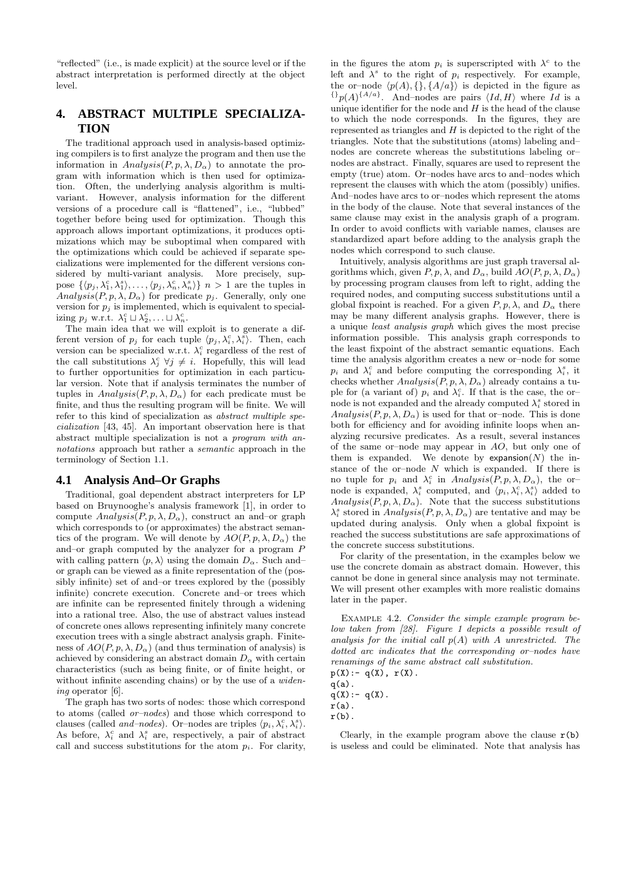"reflected" (i.e., is made explicit) at the source level or if the abstract interpretation is performed directly at the object level.

# 4. ABSTRACT MULTIPLE SPECIALIZATION

The traditional approach used in analysis-based optimizing compilers is to first analyze the program and then use the information in $Analysis(P, p, \lambda, D_\alpha)$ to annotate the program with information which is then used for optimization. Often, the underlying analysis algorithm is multi-variant. However, analysis information for the different versions of a procedure call is "flattened", i.e., "lubbed" together before being used for optimization. Though this approach allows important optimizations, it produces optimizations which may be suboptimal when compared with the optimizations which could be achieved if separate specializations were implemented for the different versions considered by multi-variant analysis. More precisely, suppose $\{\langle p_j, \lambda_1^c, \lambda_1^s \rangle, \ldots, \langle p_j, \lambda_n^c, \lambda_n^s \rangle\}$ $n > 1$ are the tuples in $Analysis(P, p, \lambda, D_\alpha)$ for predicate $p_j$. Generally, only one version for $p_j$ is implemented, which is equivalent to specializing $p_j$ w.r.t. $\lambda_1^c \sqcup \lambda_2^c, \ldots \sqcup \lambda_n^c$.

The main idea that we will exploit is to generate a different version of $p_j$ for each tuple $\langle p_j, \lambda_i^c, \lambda_i^s \rangle$. Then, each version can be specialized w.r.t. $\lambda_i^c$ regardless of the rest of the call substitutions $\lambda_j^c$ $\forall j \neq i$. Hopefully, this will lead to further opportunities for optimization in each particular version. Note that if analysis terminates the number of tuples in $Analysis(P, p, \lambda, D_\alpha)$ for each predicate must be finite, and thus the resulting program will be finite. We will refer to this kind of specialization as *abstract multiple specialization* [43, 45]. An important observation here is that abstract multiple specialization is not a *program with annotations* approach but rather a *semantic* approach in the terminology of Section 1.1.

## 4.1 Analysis And–Or Graphs

Traditional, goal dependent abstract interpreters for LP based on Bruynooghe's analysis framework [1], in order to compute $Analysis(P, p, \lambda, D_\alpha)$, construct an and–or graph which corresponds to (or approximates) the abstract semantics of the program. We will denote by $AO(P, p, \lambda, D_\alpha)$ the and–or graph computed by the analyzer for a program $P$ with calling pattern $\langle p, \lambda \rangle$ using the domain $D_\alpha$. Such and–or graph can be viewed as a finite representation of the (possibly infinite) set of and–or trees explored by the (possibly infinite) concrete execution. Concrete and–or trees which are infinite can be represented finitely through a widening into a rational tree. Also, the use of abstract values instead of concrete ones allows representing infinitely many concrete execution trees with a single abstract analysis graph. Finiteness of $AO(P, p, \lambda, D_\alpha)$ (and thus termination of analysis) is achieved by considering an abstract domain $D_\alpha$ with certain characteristics (such as being finite, or of finite height, or without infinite ascending chains) or by the use of a *widening* operator [6].

The graph has two sorts of nodes: those which correspond to atoms (called *or–nodes*) and those which correspond to clauses (called *and–nodes*). Or–nodes are triples $\langle p_i, \lambda_i^c, \lambda_i^s \rangle$. As before, $\lambda_i^c$ and $\lambda_i^s$ are, respectively, a pair of abstract call and success substitutions for the atom $p_i$. For clarity, in the figures the atom $p_i$ is superscripted with $\lambda^c$ to the left and $\lambda^s$ to the right of $p_i$ respectively. For example, the or–node $\langle p(A), \{\}, \{A/a\} \rangle$ is depicted in the figure as ${}^{\{\}}p(A)^{\{A/a\}}$. And–nodes are pairs $\langle Id, H \rangle$ where $Id$ is a unique identifier for the node and $H$ is the head of the clause to which the node corresponds. In the figures, they are represented as triangles and $H$ is depicted to the right of the triangles. Note that the substitutions (atoms) labeling and–nodes are concrete whereas the substitutions labeling or–nodes are abstract. Finally, squares are used to represent the empty (true) atom. Or–nodes have arcs to and–nodes which represent the clauses with which the atom (possibly) unifies. And–nodes have arcs to or–nodes which represent the atoms in the body of the clause. Note that several instances of the same clause may exist in the analysis graph of a program. In order to avoid conflicts with variable names, clauses are standardized apart before adding to the analysis graph the nodes which correspond to such clause.

Intuitively, analysis algorithms are just graph traversal algorithms which, given $P, p, \lambda$, and $D_\alpha$, build $AO(P, p, \lambda, D_\alpha)$ by processing program clauses from left to right, adding the required nodes, and computing success substitutions until a global fixpoint is reached. For a given $P, p, \lambda$, and $D_\alpha$ there may be many different analysis graphs. However, there is a unique *least analysis graph* which gives the most precise information possible. This analysis graph corresponds to the least fixpoint of the abstract semantic equations. Each time the analysis algorithm creates a new or–node for some $p_i$ and $\lambda_i^c$ and before computing the corresponding $\lambda_i^s$, it checks whether $Analysis(P, p, \lambda, D_\alpha)$ already contains a tuple for (a variant of) $p_i$ and $\lambda_i^c$. If that is the case, the or–node is not expanded and the already computed $\lambda_i^s$ stored in $Analysis(P, p, \lambda, D_\alpha)$ is used for that or–node. This is done both for efficiency and for avoiding infinite loops when analyzing recursive predicates. As a result, several instances of the same or–node may appear in $AO$, but only one of them is expanded. We denote by $\mathsf{expansion}(N)$ the instance of the or–node $N$ which is expanded. If there is no tuple for $p_i$ and $\lambda_i^c$ in $Analysis(P, p, \lambda, D_\alpha)$, the or–node is expanded, $\lambda_i^s$ computed, and $\langle p_i, \lambda_i^c, \lambda_i^s \rangle$ added to $Analysis(P, p, \lambda, D_\alpha)$. Note that the success substitutions $\lambda_i^s$ stored in $Analysis(P, p, \lambda, D_\alpha)$ are tentative and may be updated during analysis. Only when a global fixpoint is reached the success substitutions are safe approximations of the concrete success substitutions.

For clarity of the presentation, in the examples below we use the concrete domain as abstract domain. However, this cannot be done in general since analysis may not terminate. We will present other examples with more realistic domains later in the paper.

Example 4.2. *Consider the simple example program below taken from [28]. Figure 1 depicts a possible result of analysis for the initial call $p(A)$ with $A$ unrestricted. The dotted arc indicates that the corresponding or–nodes have renamings of the same abstract call substitution.*

```
p(X):- q(X), r(X).
q(a).
q(X):- q(X).
r(a).
r(b).
```

Clearly, in the example program above the clause `r(b)` is useless and could be eliminated. Note that analysis has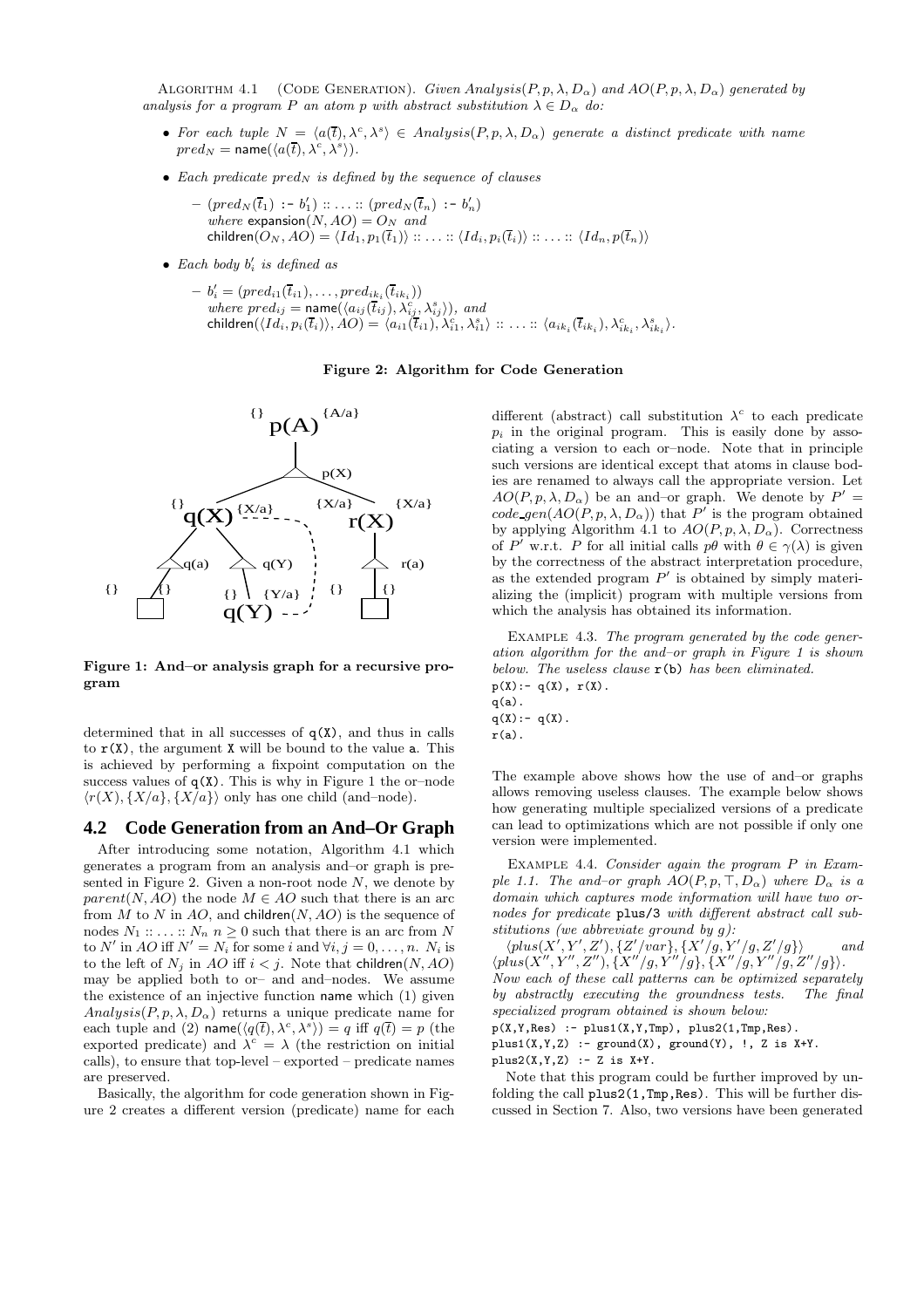Algorithm 4.1 (Code Generation). *Given $Analysis(P, p, \lambda, D_\alpha)$ and $AO(P, p, \lambda, D_\alpha)$ generated by analysis for a program $P$ an atom $p$ with abstract substitution $\lambda \in D_\alpha$ do:*

- *For each tuple $N = \langle a(\bar{t}), \lambda^c, \lambda^s \rangle \in Analysis(P, p, \lambda, D_\alpha)$ generate a distinct predicate with name $pred_N = \mathsf{name}(\langle a(\bar{t}), \lambda^c, \lambda^s \rangle)$.*
- *Each predicate $pred_N$ is defined by the sequence of clauses*
  - $(pred_N(\bar{t}_1)$ `:-` $b'_1) :: \ldots :: (pred_N(\bar{t}_n)$ `:-` $b'_n)$ *where* $\mathsf{expansion}(N, AO) = O_N$ *and* $\mathsf{children}(O_N, AO) = \langle Id_1, p_1(\bar{t}_1) \rangle :: \ldots :: \langle Id_i, p_i(\bar{t}_i) \rangle :: \ldots :: \langle Id_n, p(\bar{t}_n) \rangle$
- *Each body $b'_i$ is defined as*
  - $b'_i = (pred_{i1}(\bar{t}_{i1}), \ldots, pred_{ik_i}(\bar{t}_{ik_i}))$ *where* $pred_{ij} = \mathsf{name}(\langle a_{ij}(\bar{t}_{ij}), \lambda^c_{ij}, \lambda^s_{ij} \rangle)$, *and* $\mathsf{children}(\langle Id_i, p_i(\bar{t}_i) \rangle, AO) = \langle a_{i1}(\bar{t}_{i1}), \lambda^c_{i1}, \lambda^s_{i1} \rangle :: \ldots :: \langle a_{ik_i}(\bar{t}_{ik_i}), \lambda^c_{ik_i}, \lambda^s_{ik_i} \rangle$.

**Figure 2: Algorithm for Code Generation**

**Figure 1: And–or analysis graph for a recursive program**

determined that in all successes of `q(X)`, and thus in calls to `r(X)`, the argument `X` will be bound to the value `a`. This is achieved by performing a fixpoint computation on the success values of `q(X)`. This is why in Figure 1 the or–node $\langle r(X), \{X/a\}, \{X/a\} \rangle$ only has one child (and–node).

## 4.2 Code Generation from an And–Or Graph

After introducing some notation, Algorithm 4.1 which generates a program from an analysis and–or graph is presented in Figure 2. Given a non-root node $N$, we denote by $parent(N, AO)$ the node $M \in AO$ such that there is an arc from $M$ to $N$ in $AO$, and $\mathsf{children}(N, AO)$ is the sequence of nodes $N_1 :: \ldots :: N_n$ $n \geq 0$ such that there is an arc from $N$ to $N'$ in $AO$ iff $N' = N_i$ for some $i$ and $\forall i, j = 0, \ldots, n$. $N_i$ is to the left of $N_j$ in $AO$ iff $i < j$. Note that $\mathsf{children}(N, AO)$ may be applied both to or– and and–nodes. We assume the existence of an injective function $\mathsf{name}$ which (1) given $Analysis(P, p, \lambda, D_\alpha)$ returns a unique predicate name for each tuple and (2) $\mathsf{name}(\langle q(\bar{t}), \lambda^c, \lambda^s \rangle) = q$ iff $q(\bar{t}) = p$ (the exported predicate) and $\lambda^c = \lambda$ (the restriction on initial calls), to ensure that top-level – exported – predicate names are preserved.

Basically, the algorithm for code generation shown in Figure 2 creates a different version (predicate) name for each different (abstract) call substitution $\lambda^c$ to each predicate $p_i$ in the original program. This is easily done by associating a version to each or–node. Note that in principle such versions are identical except that atoms in clause bodies are renamed to always call the appropriate version. Let $AO(P, p, \lambda, D_\alpha)$ be an and–or graph. We denote by $P' = code\_gen(AO(P, p, \lambda, D_\alpha))$ that $P'$ is the program obtained by applying Algorithm 4.1 to $AO(P, p, \lambda, D_\alpha)$. Correctness of $P'$ w.r.t. $P$ for all initial calls $p\theta$ with $\theta \in \gamma(\lambda)$ is given by the correctness of the abstract interpretation procedure, as the extended program $P'$ is obtained by simply materializing the (implicit) program with multiple versions from which the analysis has obtained its information.

Example 4.3. *The program generated by the code generation algorithm for the and–or graph in Figure 1 is shown below. The useless clause* `r(b)` *has been eliminated.*

```
p(X):- q(X), r(X).
q(a).
q(X):- q(X).
r(a).
```

The example above shows how the use of and–or graphs allows removing useless clauses. The example below shows how generating multiple specialized versions of a predicate can lead to optimizations which are not possible if only one version were implemented.

Example 4.4. *Consider again the program $P$ in Example 1.1. The and–or graph $AO(P, p, \top, D_\alpha)$ where $D_\alpha$ is a domain which captures mode information will have two or-nodes for predicate* `plus/3` *with different abstract call substitutions (we abbreviate ground by $g$):*
$\langle plus(X', Y', Z'), \{Z'/var\}, \{X'/g, Y'/g, Z'/g\} \rangle$ *and* $\langle plus(X'', Y'', Z''), \{X''/g, Y''/g\}, \{X''/g, Y''/g, Z''/g\} \rangle$. *Now each of these call patterns can be optimized separately by abstractly executing the groundness tests. The final specialized program obtained is shown below:*

```
p(X,Y,Res) :- plus1(X,Y,Tmp), plus2(1,Tmp,Res).
plus1(X,Y,Z) :- ground(X), ground(Y), !, Z is X+Y.
plus2(X,Y,Z) :- Z is X+Y.
```

Note that this program could be further improved by unfolding the call `plus2(1,Tmp,Res)`. This will be further discussed in Section 7. Also, two versions have been generated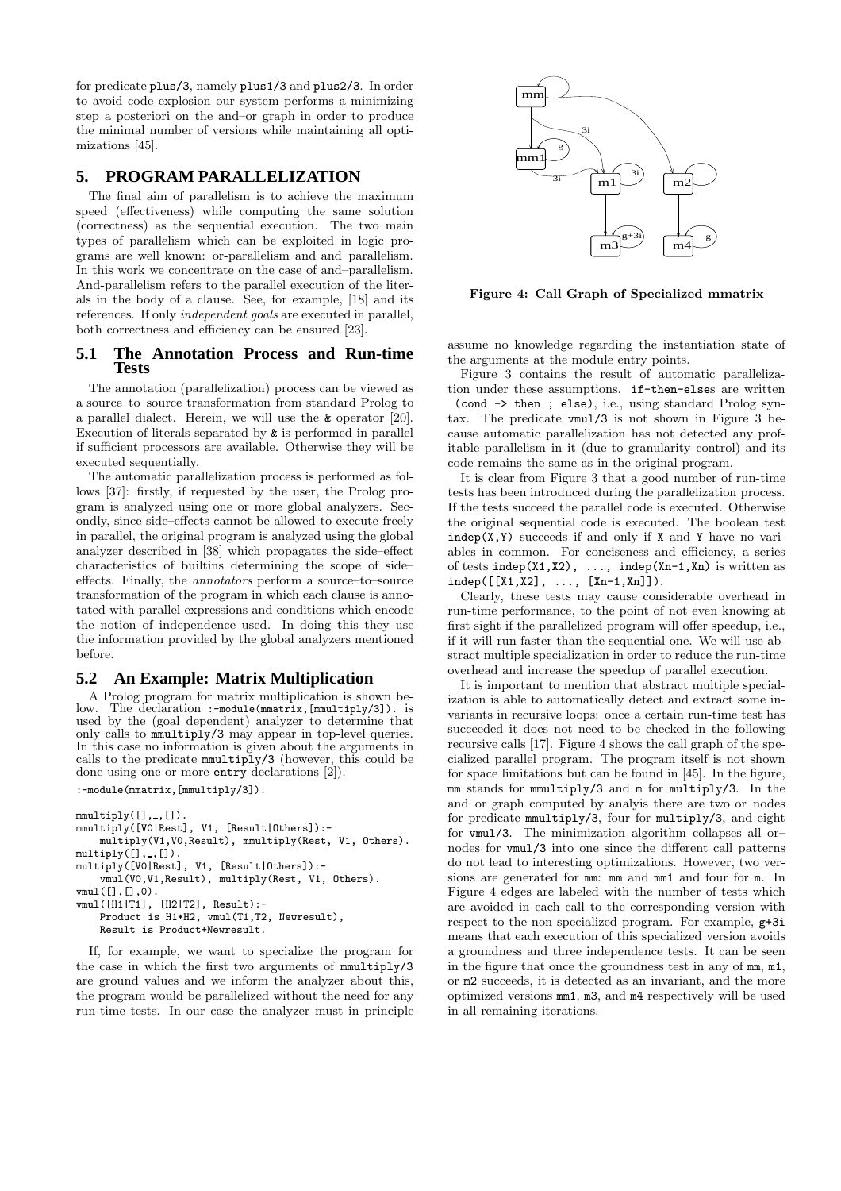for predicate plus/3, namely plus1/3 and plus2/3. In order to avoid code explosion our system performs a minimizing step a posteriori on the and–or graph in order to produce the minimal number of versions while maintaining all optimizations [45].

## 5. PROGRAM PARALLELIZATION

The final aim of parallelism is to achieve the maximum speed (effectiveness) while computing the same solution (correctness) as the sequential execution. The two main types of parallelism which can be exploited in logic programs are well known: or-parallelism and and–parallelism. In this work we concentrate on the case of and–parallelism. And-parallelism refers to the parallel execution of the literals in the body of a clause. See, for example, [18] and its references. If only *independent goals* are executed in parallel, both correctness and efficiency can be ensured [23].

### 5.1 The Annotation Process and Run-time Tests

The annotation (parallelization) process can be viewed as a source–to–source transformation from standard Prolog to a parallel dialect. Herein, we will use the & operator [20]. Execution of literals separated by & is performed in parallel if sufficient processors are available. Otherwise they will be executed sequentially.

The automatic parallelization process is performed as follows [37]: firstly, if requested by the user, the Prolog program is analyzed using one or more global analyzers. Secondly, since side–effects cannot be allowed to execute freely in parallel, the original program is analyzed using the global analyzer described in [38] which propagates the side–effect characteristics of builtins determining the scope of side–effects. Finally, the *annotators* perform a source–to–source transformation of the program in which each clause is annotated with parallel expressions and conditions which encode the notion of independence used. In doing this they use the information provided by the global analyzers mentioned before.

### 5.2 An Example: Matrix Multiplication

A Prolog program for matrix multiplication is shown below. The declaration `:-module(mmatrix,[mmultiply/3]).` is used by the (goal dependent) analyzer to determine that only calls to mmultiply/3 may appear in top-level queries. In this case no information is given about the arguments in calls to the predicate mmultiply/3 (however, this could be done using one or more entry declarations [2]).

```
:-module(mmatrix,[mmultiply/3]).

mmultiply([],_,[]).
mmultiply([V0|Rest], V1, [Result|Others]):-
    multiply(V1,V0,Result), mmultiply(Rest, V1, Others).
multiply([],_,[]).
multiply([V0|Rest], V1, [Result|Others]):-
    vmul(V0,V1,Result), multiply(Rest, V1, Others).
vmul([],[],0).
vmul([H1|T1], [H2|T2], Result):-
    Product is H1*H2, vmul(T1,T2, Newresult),
    Result is Product+Newresult.
```

If, for example, we want to specialize the program for the case in which the first two arguments of mmultiply/3 are ground values and we inform the analyzer about this, the program would be parallelized without the need for any run-time tests. In our case the analyzer must in principle assume no knowledge regarding the instantiation state of the arguments at the module entry points.

Figure 4: Call Graph of Specialized mmatrix

Figure 3 contains the result of automatic parallelization under these assumptions. if-then-elses are written (cond -> then ; else), i.e., using standard Prolog syntax. The predicate vmul/3 is not shown in Figure 3 because automatic parallelization has not detected any profitable parallelism in it (due to granularity control) and its code remains the same as in the original program.

It is clear from Figure 3 that a good number of run-time tests has been introduced during the parallelization process. If the tests succeed the parallel code is executed. Otherwise the original sequential code is executed. The boolean test indep(X,Y) succeeds if and only if X and Y have no variables in common. For conciseness and efficiency, a series of tests indep(X1,X2), ..., indep(Xn-1,Xn) is written as indep([[X1,X2], ..., [Xn-1,Xn]]).

Clearly, these tests may cause considerable overhead in run-time performance, to the point of not even knowing at first sight if the parallelized program will offer speedup, i.e., if it will run faster than the sequential one. We will use abstract multiple specialization in order to reduce the run-time overhead and increase the speedup of parallel execution.

It is important to mention that abstract multiple specialization is able to automatically detect and extract some invariants in recursive loops: once a certain run-time test has succeeded it does not need to be checked in the following recursive calls [17]. Figure 4 shows the call graph of the specialized parallel program. The program itself is not shown for space limitations but can be found in [45]. In the figure, mm stands for mmultiply/3 and m for multiply/3. In the and–or graph computed by analyis there are two or–nodes for predicate mmultiply/3, four for multiply/3, and eight for vmul/3. The minimization algorithm collapses all or–nodes for vmul/3 into one since the different call patterns do not lead to interesting optimizations. However, two versions are generated for mm: mm and mm1 and four for m. In Figure 4 edges are labeled with the number of tests which are avoided in each call to the corresponding version with respect to the non specialized program. For example, g+3i means that each execution of this specialized version avoids a groundness and three independence tests. It can be seen in the figure that once the groundness test in any of mm, m1, or m2 succeeds, it is detected as an invariant, and the more optimized versions mm1, m3, and m4 respectively will be used in all remaining iterations.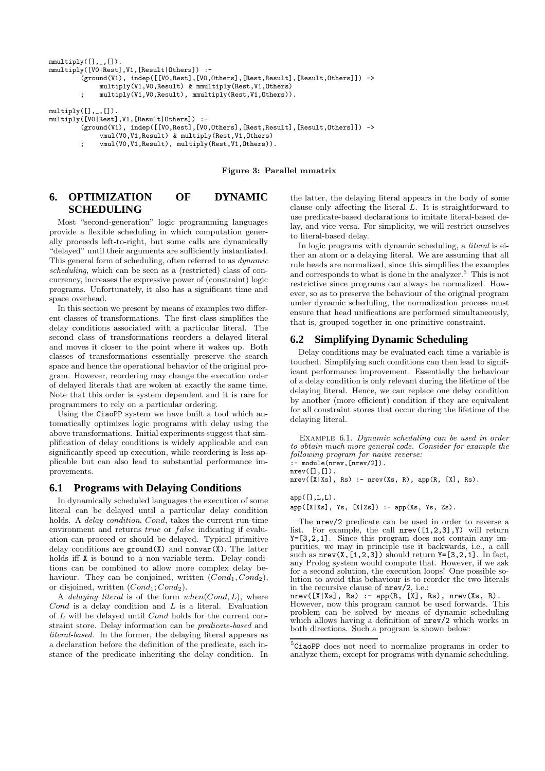```
mmultiply([],_,[]).
mmultiply([V0|Rest],V1,[Result|Others]) :-
        (ground(V1), indep([[V0,Rest],[V0,Others],[Rest,Result],[Result,Others]]) ->
             multiply(V1,V0,Result) & mmultiply(Rest,V1,Others)
        ;    multiply(V1,V0,Result), mmultiply(Rest,V1,Others)).

multiply([],_,[]).
multiply([V0|Rest],V1,[Result|Others]) :-
        (ground(V1), indep([[V0,Rest],[V0,Others],[Rest,Result],[Result,Others]]) ->
             vmul(V0,V1,Result) & multiply(Rest,V1,Others)
        ;    vmul(V0,V1,Result), multiply(Rest,V1,Others)).
```

**Figure 3: Parallel mmatrix**

# 6. OPTIMIZATION OF DYNAMIC SCHEDULING

Most "second-generation" logic programming languages provide a flexible scheduling in which computation generally proceeds left-to-right, but some calls are dynamically "delayed" until their arguments are sufficiently instantiated. This general form of scheduling, often referred to as *dynamic scheduling*, which can be seen as a (restricted) class of concurrency, increases the expressive power of (constraint) logic programs. Unfortunately, it also has a significant time and space overhead.

In this section we present by means of examples two different classes of transformations. The first class simplifies the delay conditions associated with a particular literal. The second class of transformations reorders a delayed literal and moves it closer to the point where it wakes up. Both classes of transformations essentially preserve the search space and hence the operational behavior of the original program. However, reordering may change the execution order of delayed literals that are woken at exactly the same time. Note that this order is system dependent and it is rare for programmers to rely on a particular ordering.

Using the CiaoPP system we have built a tool which automatically optimizes logic programs with delay using the above transformations. Initial experiments suggest that simplification of delay conditions is widely applicable and can significantly speed up execution, while reordering is less applicable but can also lead to substantial performance improvements.

## 6.1 Programs with Delaying Conditions

In dynamically scheduled languages the execution of some literal can be delayed until a particular delay condition holds. A *delay condition*, $Cond$, takes the current run-time environment and returns $true$ or $false$ indicating if evaluation can proceed or should be delayed. Typical primitive delay conditions are `ground(X)` and `nonvar(X)`. The latter holds iff `X` is bound to a non-variable term. Delay conditions can be combined to allow more complex delay behaviour. They can be conjoined, written $(Cond_1, Cond_2)$, or disjoined, written $(Cond_1; Cond_2)$.

A *delaying literal* is of the form $when(Cond, L)$, where $Cond$ is a delay condition and $L$ is a literal. Evaluation of $L$ will be delayed until $Cond$ holds for the current constraint store. Delay information can be *predicate-based* and *literal-based*. In the former, the delaying literal appears as a declaration before the definition of the predicate, each instance of the predicate inheriting the delay condition. In the latter, the delaying literal appears in the body of some clause only affecting the literal $L$. It is straightforward to use predicate-based declarations to imitate literal-based delay, and vice versa. For simplicity, we will restrict ourselves to literal-based delay.

In logic programs with dynamic scheduling, a *literal* is either an atom or a delaying literal. We are assuming that all rule heads are normalized, since this simplifies the examples and corresponds to what is done in the analyzer.[5] This is not restrictive since programs can always be normalized. However, so as to preserve the behaviour of the original program under dynamic scheduling, the normalization process must ensure that head unifications are performed simultaneously, that is, grouped together in one primitive constraint.

## 6.2 Simplifying Dynamic Scheduling

Delay conditions may be evaluated each time a variable is touched. Simplifying such conditions can then lead to significant performance improvement. Essentially the behaviour of a delay condition is only relevant during the lifetime of the delaying literal. Hence, we can replace one delay condition by another (more efficient) condition if they are equivalent for all constraint stores that occur during the lifetime of the delaying literal.

Example 6.1. *Dynamic scheduling can be used in order to obtain much more general code. Consider for example the following program for naive reverse:*

```
:- module(nrev,[nrev/2]).
nrev([],[]).
nrev([X|Xs], Rs) :- nrev(Xs, R), app(R, [X], Rs).

app([],L,L).
app([X|Xs], Ys, [X|Zs]) :- app(Xs, Ys, Zs).
```

The `nrev/2` predicate can be used in order to reverse a list. For example, the call `nrev([1,2,3],Y)` will return `Y=[3,2,1]`. Since this program does not contain any impurities, we may in principle use it backwards, i.e., a call such as `nrev(X,[1,2,3])` should return `Y=[3,2,1]`. In fact, any Prolog system would compute that. However, if we ask for a second solution, the execution loops! One possible solution to avoid this behaviour is to reorder the two literals in the recursive clause of `nrev/2`, i.e.:

```
nrev([X|Xs], Rs) :- app(R, [X], Rs), nrev(Xs, R).
```

However, now this program cannot be used forwards. This problem can be solved by means of dynamic scheduling which allows having a definition of `nrev/2` which works in both directions. Such a program is shown below:

[5] CiaoPP does not need to normalize programs in order to analyze them, except for programs with dynamic scheduling.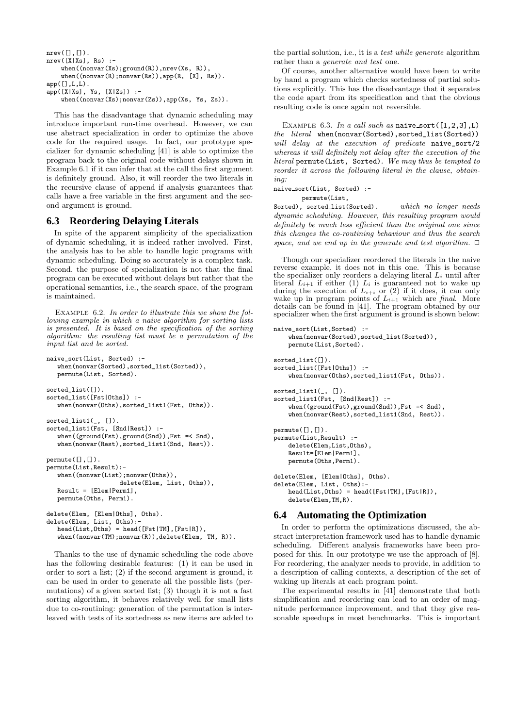```
nrev([],[]).
nrev([X|Xs], Rs) :-
    when((nonvar(Xs);ground(R)),nrev(Xs, R)),
    when((nonvar(R);nonvar(Rs)),app(R, [X], Rs)).
app([],L,L).
app([X|Xs], Ys, [X|Zs]) :-
    when((nonvar(Xs);nonvar(Zs)),app(Xs, Ys, Zs)).
```

This has the disadvantage that dynamic scheduling may introduce important run-time overhead. However, we can use abstract specialization in order to optimize the above code for the required usage. In fact, our prototype specializer for dynamic scheduling [41] is able to optimize the program back to the original code without delays shown in Example 6.1 if it can infer that at the call the first argument is definitely ground. Also, it will reorder the two literals in the recursive clause of append if analysis guarantees that calls have a free variable in the first argument and the second argument is ground.

## 6.3 Reordering Delaying Literals

In spite of the apparent simplicity of the specialization of dynamic scheduling, it is indeed rather involved. First, the analysis has to be able to handle logic programs with dynamic scheduling. Doing so accurately is a complex task. Second, the purpose of specialization is not that the final program can be executed without delays but rather that the operational semantics, i.e., the search space, of the program is maintained.

Example 6.2. *In order to illustrate this we show the following example in which a naive algorithm for sorting lists is presented. It is based on the specification of the sorting algorithm: the resulting list must be a permutation of the input list and be sorted.*

```
naive_sort(List, Sorted) :-
   when(nonvar(Sorted),sorted_list(Sorted)),
   permute(List, Sorted).

sorted_list([]).
sorted_list([Fst|Oths]) :-
   when(nonvar(Oths),sorted_list1(Fst, Oths)).

sorted_list1(_, []).
sorted_list1(Fst, [Snd|Rest]) :-
   when((ground(Fst),ground(Snd)),Fst =< Snd),
   when(nonvar(Rest),sorted_list1(Snd, Rest)).

permute([],[]).
permute(List,Result):-
   when((nonvar(List);nonvar(Oths)),
                   delete(Elem, List, Oths)),
   Result = [Elem|Perm1],
   permute(Oths, Perm1).

delete(Elem, [Elem|Oths], Oths).
delete(Elem, List, Oths):-
   head(List,Oths) = head([Fst|TM],[Fst|R]),
   when((nonvar(TM);nonvar(R)),delete(Elem, TM, R)).
```

Thanks to the use of dynamic scheduling the code above has the following desirable features: (1) it can be used in order to sort a list; (2) if the second argument is ground, it can be used in order to generate all the possible lists (permutations) of a given sorted list; (3) though it is not a fast sorting algorithm, it behaves relatively well for small lists due to co-routining: generation of the permutation is interleaved with tests of its sortedness as new items are added to the partial solution, i.e., it is a *test while generate* algorithm rather than a *generate and test* one.

Of course, another alternative would have been to write by hand a program which checks sortedness of partial solutions explicitly. This has the disadvantage that it separates the code apart from its specification and that the obvious resulting code is once again not reversible.

Example 6.3. *In a call such as* `naive_sort([1,2,3],L)` *the literal* `when(nonvar(Sorted),sorted_list(Sorted))` *will delay at the execution of predicate* `naive_sort/2` *whereas it will definitely not delay after the execution of the literal* `permute(List, Sorted)`. *We may thus be tempted to reorder it across the following literal in the clause, obtaining:*

```
naive_sort(List, Sorted) :-
        permute(List,
Sorted), sorted_list(Sorted).
```

*which no longer needs dynamic scheduling. However, this resulting program would definitely be much less efficient than the original one since this changes the co-routining behaviour and thus the search space, and we end up in the generate and test algorithm.* □

Though our specializer reordered the literals in the naive reverse example, it does not in this one. This is because the specializer only reorders a delaying literal $L_i$ until after literal $L_{i+1}$ if either (1) $L_i$ is guaranteed not to wake up during the execution of $L_{i+i}$ or (2) if it does, it can only wake up in program points of $L_{i+1}$ which are *final*. More details can be found in [41]. The program obtained by our specializer when the first argument is ground is shown below:

```
naive_sort(List,Sorted) :-
    when(nonvar(Sorted),sorted_list(Sorted)),
    permute(List,Sorted).

sorted_list([]).
sorted_list([Fst|Oths]) :-
    when(nonvar(Oths),sorted_list1(Fst, Oths)).

sorted_list1(_, []).
sorted_list1(Fst, [Snd|Rest]) :-
    when((ground(Fst),ground(Snd)),Fst =< Snd),
    when(nonvar(Rest),sorted_list1(Snd, Rest)).

permute([],[]).
permute(List,Result) :-
    delete(Elem,List,Oths),
    Result=[Elem|Perm1],
    permute(Oths,Perm1).

delete(Elem, [Elem|Oths], Oths).
delete(Elem, List, Oths):-
    head(List,Oths) = head([Fst|TM],[Fst|R]),
    delete(Elem,TM,R).
```

## 6.4 Automating the Optimization

In order to perform the optimizations discussed, the abstract interpretation framework used has to handle dynamic scheduling. Different analysis frameworks have been proposed for this. In our prototype we use the approach of [8]. For reordering, the analyzer needs to provide, in addition to a description of calling contexts, a description of the set of waking up literals at each program point.

The experimental results in [41] demonstrate that both simplification and reordering can lead to an order of magnitude performance improvement, and that they give reasonable speedups in most benchmarks. This is important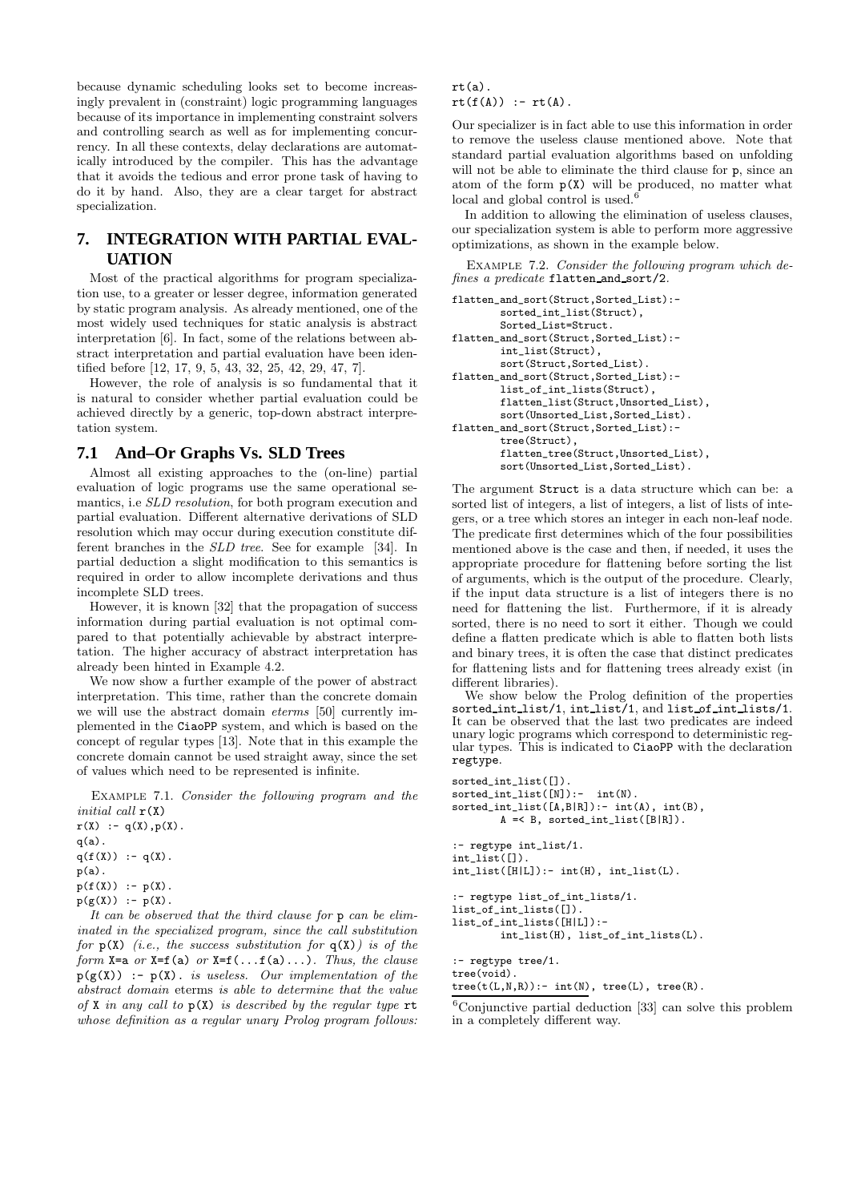because dynamic scheduling looks set to become increasingly prevalent in (constraint) logic programming languages because of its importance in implementing constraint solvers and controlling search as well as for implementing concurrency. In all these contexts, delay declarations are automatically introduced by the compiler. This has the advantage that it avoids the tedious and error prone task of having to do it by hand. Also, they are a clear target for abstract specialization.

## 7. INTEGRATION WITH PARTIAL EVALUATION

Most of the practical algorithms for program specialization use, to a greater or lesser degree, information generated by static program analysis. As already mentioned, one of the most widely used techniques for static analysis is abstract interpretation [6]. In fact, some of the relations between abstract interpretation and partial evaluation have been identified before [12, 17, 9, 5, 43, 32, 25, 42, 29, 47, 7].

However, the role of analysis is so fundamental that it is natural to consider whether partial evaluation could be achieved directly by a generic, top-down abstract interpretation system.

### 7.1 And–Or Graphs Vs. SLD Trees

Almost all existing approaches to the (on-line) partial evaluation of logic programs use the same operational semantics, i.e *SLD resolution*, for both program execution and partial evaluation. Different alternative derivations of SLD resolution which may occur during execution constitute different branches in the *SLD tree*. See for example [34]. In partial deduction a slight modification to this semantics is required in order to allow incomplete derivations and thus incomplete SLD trees.

However, it is known [32] that the propagation of success information during partial evaluation is not optimal compared to that potentially achievable by abstract interpretation. The higher accuracy of abstract interpretation has already been hinted in Example 4.2.

We now show a further example of the power of abstract interpretation. This time, rather than the concrete domain we will use the abstract domain *eterms* [50] currently implemented in the CiaoPP system, and which is based on the concept of regular types [13]. Note that in this example the concrete domain cannot be used straight away, since the set of values which need to be represented is infinite.

Example 7.1. *Consider the following program and the initial call* `r(X)`

```
r(X) :- q(X),p(X).
q(a).
q(f(X)) :- q(X).
p(a).
p(f(X)) :- p(X).
p(g(X)) :- p(X).
```

*It can be observed that the third clause for* `p` *can be eliminated in the specialized program, since the call substitution for* `p(X)` *(i.e., the success substitution for* `q(X)`*) is of the form* `X=a` *or* `X=f(a)` *or* `X=f(...f(a)...)`*. Thus, the clause* `p(g(X)) :- p(X).` *is useless. Our implementation of the abstract domain* eterms *is able to determine that the value of* `X` *in any call to* `p(X)` *is described by the regular type* `rt` *whose definition as a regular unary Prolog program follows:*

```
rt(a).
rt(f(A)) :- rt(A).
```

Our specializer is in fact able to use this information in order to remove the useless clause mentioned above. Note that standard partial evaluation algorithms based on unfolding will not be able to eliminate the third clause for `p`, since an atom of the form `p(X)` will be produced, no matter what local and global control is used.[6]

In addition to allowing the elimination of useless clauses, our specialization system is able to perform more aggressive optimizations, as shown in the example below.

Example 7.2. *Consider the following program which defines a predicate* `flatten_and_sort/2`*.*

```
flatten_and_sort(Struct,Sorted_List):-
        sorted_int_list(Struct),
        Sorted_List=Struct.
flatten_and_sort(Struct,Sorted_List):-
        int_list(Struct),
        sort(Struct,Sorted_List).
flatten_and_sort(Struct,Sorted_List):-
        list_of_int_lists(Struct),
        flatten_list(Struct,Unsorted_List),
        sort(Unsorted_List,Sorted_List).
flatten_and_sort(Struct,Sorted_List):-
        tree(Struct),
        flatten_tree(Struct,Unsorted_List),
        sort(Unsorted_List,Sorted_List).
```

The argument `Struct` is a data structure which can be: a sorted list of integers, a list of integers, a list of lists of integers, or a tree which stores an integer in each non-leaf node. The predicate first determines which of the four possibilities mentioned above is the case and then, if needed, it uses the appropriate procedure for flattening before sorting the list of arguments, which is the output of the procedure. Clearly, if the input data structure is a list of integers there is no need for flattening the list. Furthermore, if it is already sorted, there is no need to sort it either. Though we could define a flatten predicate which is able to flatten both lists and binary trees, it is often the case that distinct predicates for flattening lists and for flattening trees already exist (in different libraries).

We show below the Prolog definition of the properties `sorted_int_list/1`, `int_list/1`, and `list_of_int_lists/1`. It can be observed that the last two predicates are indeed unary logic programs which correspond to deterministic regular types. This is indicated to CiaoPP with the declaration `regtype`.

```
sorted_int_list([]).
sorted_int_list([N]):-  int(N).
sorted_int_list([A,B|R]):- int(A), int(B),
        A =< B, sorted_int_list([B|R]).

:- regtype int_list/1.
int_list([]).
int_list([H|L]):- int(H), int_list(L).

:- regtype list_of_int_lists/1.
list_of_int_lists([]).
list_of_int_lists([H|L]):-
        int_list(H), list_of_int_lists(L).

:- regtype tree/1.
tree(void).
tree(t(L,N,R)):- int(N), tree(L), tree(R).
```

[6] Conjunctive partial deduction [33] can solve this problem in a completely different way.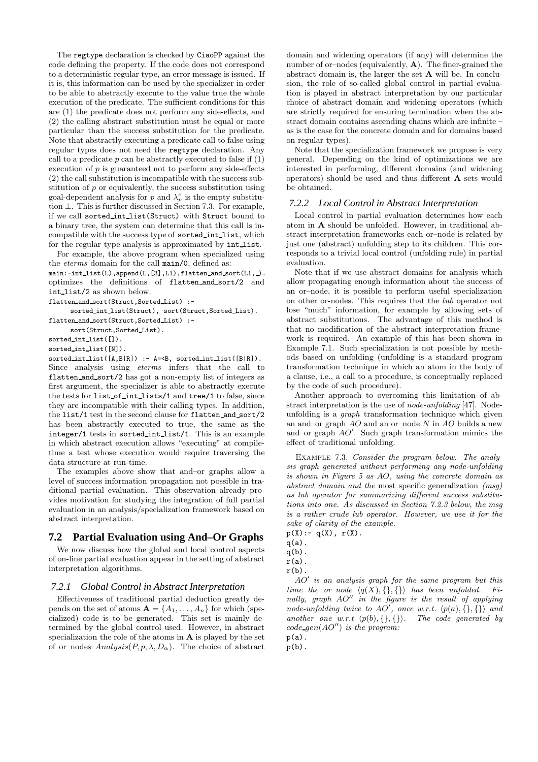The regtype declaration is checked by CiaoPP against the code defining the property. If the code does not correspond to a deterministic regular type, an error message is issued. If it is, this information can be used by the specializer in order to be able to abstractly execute to the value true the whole execution of the predicate. The sufficient conditions for this are (1) the predicate does not perform any side-effects, and (2) the calling abstract substitution must be equal or more particular than the success substitution for the predicate. Note that abstractly executing a predicate call to false using regular types does not need the regtype declaration. Any call to a predicate $p$ can be abstractly executed to false if (1) execution of $p$ is guaranteed not to perform any side-effects (2) the call substitution is incompatible with the success substitution of $p$ or equivalently, the success substitution using goal-dependent analysis for $p$ and $\lambda_p^c$ is the empty substitution $\bot$. This is further discussed in Section 7.3. For example, if we call sorted_int_list(Struct) with Struct bound to a binary tree, the system can determine that this call is incompatible with the success type of sorted_int_list, which for the regular type analysis is approximated by int_list.

For example, the above program when specialized using the *eterms* domain for the call main/0, defined as:

```
main:-int_list(L),append(L,[3],L1),flatten_and_sort(L1,_).
```

optimizes the definitions of flatten_and_sort/2 and int_list/2 as shown below.

```
flatten_and_sort(Struct,Sorted_List) :-
      sorted_int_list(Struct), sort(Struct,Sorted_List).
flatten_and_sort(Struct,Sorted_List) :-
      sort(Struct,Sorted_List).
sorted_int_list([]).
sorted_int_list([N]).
sorted_int_list([A,B|R]) :- A=<B, sorted_int_list([B|R]).
```

Since analysis using *eterms* infers that the call to flatten_and_sort/2 has got a non-empty list of integers as first argument, the specializer is able to abstractly execute the tests for list_of_int_lists/1 and tree/1 to false, since they are incompatible with their calling types. In addition, the list/1 test in the second clause for flatten_and_sort/2 has been abstractly executed to true, the same as the integer/1 tests in sorted_int_list/1. This is an example in which abstract execution allows "executing" at compile-time a test whose execution would require traversing the data structure at run-time.

The examples above show that and–or graphs allow a level of success information propagation not possible in traditional partial evaluation. This observation already provides motivation for studying the integration of full partial evaluation in an analysis/specialization framework based on abstract interpretation.

## 7.2 Partial Evaluation using And–Or Graphs

We now discuss how the global and local control aspects of on-line partial evaluation appear in the setting of abstract interpretation algorithms.

### 7.2.1 Global Control in Abstract Interpretation

Effectiveness of traditional partial deduction greatly depends on the set of atoms $\mathbf{A} = \{A_1, \ldots, A_n\}$ for which (specialized) code is to be generated. This set is mainly determined by the global control used. However, in abstract specialization the role of the atoms in $\mathbf{A}$ is played by the set of or–nodes $Analysis(P, p, \lambda, D_\alpha)$. The choice of abstract domain and widening operators (if any) will determine the number of or–nodes (equivalently, $\mathbf{A}$). The finer-grained the abstract domain is, the larger the set $\mathbf{A}$ will be. In conclusion, the role of so-called global control in partial evaluation is played in abstract interpretation by our particular choice of abstract domain and widening operators (which are strictly required for ensuring termination when the abstract domain contains ascending chains which are infinite – as is the case for the concrete domain and for domains based on regular types).

Note that the specialization framework we propose is very general. Depending on the kind of optimizations we are interested in performing, different domains (and widening operators) should be used and thus different $\mathbf{A}$ sets would be obtained.

### 7.2.2 Local Control in Abstract Interpretation

Local control in partial evaluation determines how each atom in $\mathbf{A}$ should be unfolded. However, in traditional abstract interpretation frameworks each or–node is related by just one (abstract) unfolding step to its children. This corresponds to a trivial local control (unfolding rule) in partial evaluation.

Note that if we use abstract domains for analysis which allow propagating enough information about the success of an or–node, it is possible to perform useful specialization on other or-nodes. This requires that the *lub* operator not lose "much" information, for example by allowing sets of abstract substitutions. The advantage of this method is that no modification of the abstract interpretation framework is required. An example of this has been shown in Example 7.1. Such specialization is not possible by methods based on unfolding (unfolding is a standard program transformation technique in which an atom in the body of a clause, i.e., a call to a procedure, is conceptually replaced by the code of such procedure).

Another approach to overcoming this limitation of abstract interpretation is the use of *node-unfolding* [47]. Node-unfolding is a *graph* transformation technique which given an and–or graph $AO$ and an or–node $N$ in $AO$ builds a new and–or graph $AO'$. Such graph transformation mimics the effect of traditional unfolding.

Example 7.3. *Consider the program below. The analysis graph generated without performing any node-unfolding is shown in Figure 5 as AO, using the concrete domain as abstract domain and the* most specific generalization *(msg) as lub operator for summarizing different success substitutions into one. As discussed in Section 7.2.3 below, the msg is a rather crude lub operator. However, we use it for the sake of clarity of the example.*

```
p(X):- q(X), r(X).
q(a).
q(b).
r(a).
r(b).
```

*$AO'$ is an analysis graph for the same program but this time the or–node $\langle q(X), \{\}, \{\}\rangle$ has been unfolded. Finally, graph $AO''$ in the figure is the result of applying node-unfolding twice to $AO'$, once w.r.t. $\langle p(a), \{\}, \{\}\rangle$ and another one w.r.t $\langle p(b), \{\}, \{\}\rangle$. The code generated by $code\_gen(AO'')$ is the program:*

```
p(a).
p(b).
```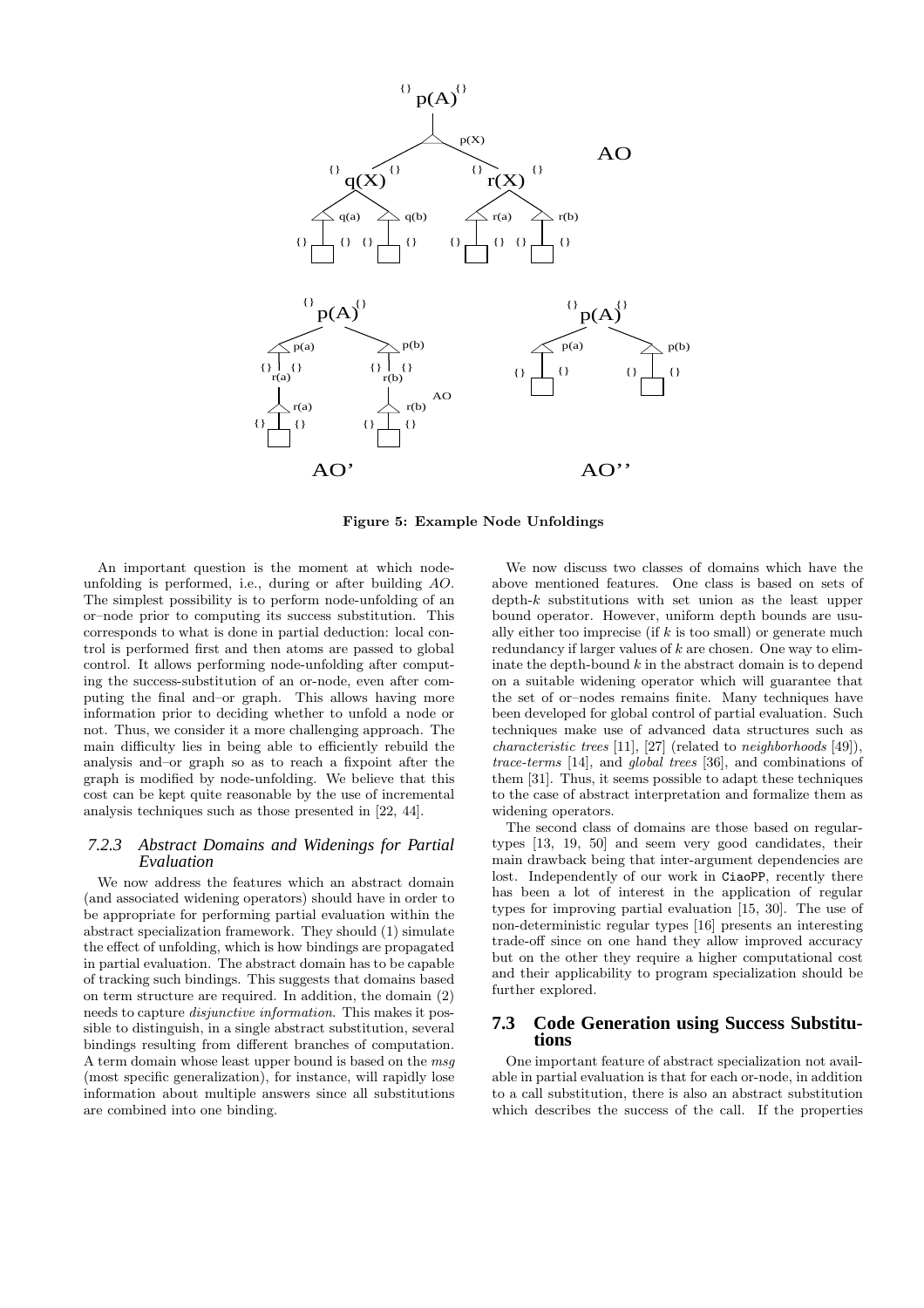**Figure 5: Example Node Unfoldings**

An important question is the moment at which node-unfolding is performed, i.e., during or after building *AO*. The simplest possibility is to perform node-unfolding of an or–node prior to computing its success substitution. This corresponds to what is done in partial deduction: local control is performed first and then atoms are passed to global control. It allows performing node-unfolding after computing the success-substitution of an or-node, even after computing the final and–or graph. This allows having more information prior to deciding whether to unfold a node or not. Thus, we consider it a more challenging approach. The main difficulty lies in being able to efficiently rebuild the analysis and–or graph so as to reach a fixpoint after the graph is modified by node-unfolding. We believe that this cost can be kept quite reasonable by the use of incremental analysis techniques such as those presented in [22, 44].

### 7.2.3 Abstract Domains and Widenings for Partial Evaluation

We now address the features which an abstract domain (and associated widening operators) should have in order to be appropriate for performing partial evaluation within the abstract specialization framework. They should (1) simulate the effect of unfolding, which is how bindings are propagated in partial evaluation. The abstract domain has to be capable of tracking such bindings. This suggests that domains based on term structure are required. In addition, the domain (2) needs to capture *disjunctive information*. This makes it possible to distinguish, in a single abstract substitution, several bindings resulting from different branches of computation. A term domain whose least upper bound is based on the *msg* (most specific generalization), for instance, will rapidly lose information about multiple answers since all substitutions are combined into one binding.

We now discuss two classes of domains which have the above mentioned features. One class is based on sets of depth-$k$ substitutions with set union as the least upper bound operator. However, uniform depth bounds are usually either too imprecise (if $k$ is too small) or generate much redundancy if larger values of $k$ are chosen. One way to eliminate the depth-bound $k$ in the abstract domain is to depend on a suitable widening operator which will guarantee that the set of or–nodes remains finite. Many techniques have been developed for global control of partial evaluation. Such techniques make use of advanced data structures such as *characteristic trees* [11], [27] (related to *neighborhoods* [49]), *trace-terms* [14], and *global trees* [36], and combinations of them [31]. Thus, it seems possible to adapt these techniques to the case of abstract interpretation and formalize them as widening operators.

The second class of domains are those based on regular-types [13, 19, 50] and seem very good candidates, their main drawback being that inter-argument dependencies are lost. Independently of our work in CiaoPP, recently there has been a lot of interest in the application of regular types for improving partial evaluation [15, 30]. The use of non-deterministic regular types [16] presents an interesting trade-off since on one hand they allow improved accuracy but on the other they require a higher computational cost and their applicability to program specialization should be further explored.

## 7.3 Code Generation using Success Substitutions

One important feature of abstract specialization not available in partial evaluation is that for each or-node, in addition to a call substitution, there is also an abstract substitution which describes the success of the call. If the properties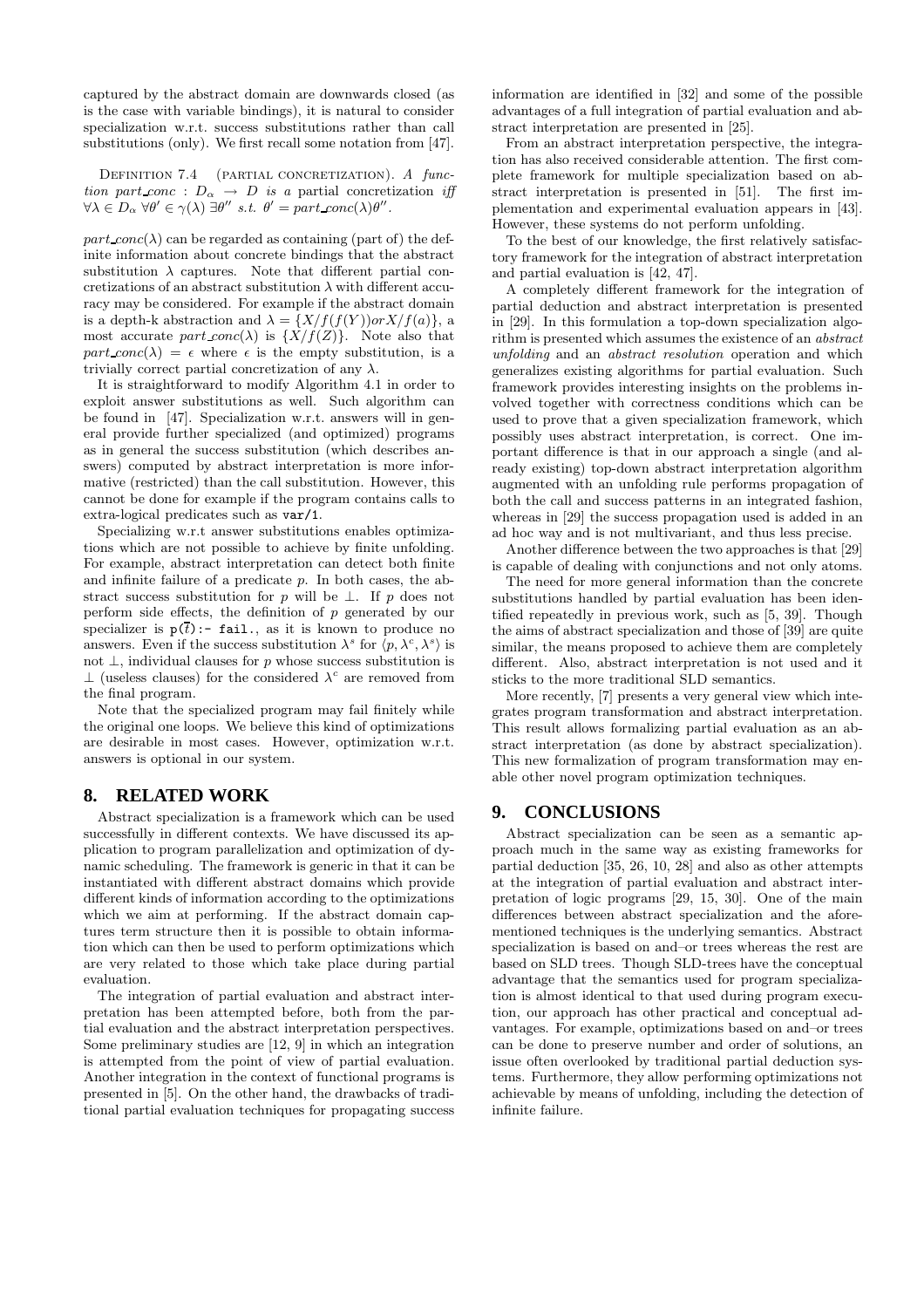captured by the abstract domain are downwards closed (as is the case with variable bindings), it is natural to consider specialization w.r.t. success substitutions rather than call substitutions (only). We first recall some notation from [47].

Definition 7.4 (partial concretization). *A function* $part\_conc : D_\alpha \rightarrow D$ *is a* partial concretization *iff* $\forall \lambda \in D_\alpha\ \forall \theta' \in \gamma(\lambda)\ \exists \theta''$ *s.t.* $\theta' = part\_conc(\lambda)\theta''$.

$part\_conc(\lambda)$ can be regarded as containing (part of) the definite information about concrete bindings that the abstract substitution $\lambda$ captures. Note that different partial concretizations of an abstract substitution $\lambda$ with different accuracy may be considered. For example if the abstract domain is a depth-k abstraction and $\lambda = \{X/f(f(Y)) or X/f(a)\}$, a most accurate $part\_conc(\lambda)$ is $\{X/f(Z)\}$. Note also that $part\_conc(\lambda) = \epsilon$ where $\epsilon$ is the empty substitution, is a trivially correct partial concretization of any $\lambda$.

It is straightforward to modify Algorithm 4.1 in order to exploit answer substitutions as well. Such algorithm can be found in [47]. Specialization w.r.t. answers will in general provide further specialized (and optimized) programs as in general the success substitution (which describes answers) computed by abstract interpretation is more informative (restricted) than the call substitution. However, this cannot be done for example if the program contains calls to extra-logical predicates such as `var/1`.

Specializing w.r.t answer substitutions enables optimizations which are not possible to achieve by finite unfolding. For example, abstract interpretation can detect both finite and infinite failure of a predicate $p$. In both cases, the abstract success substitution for $p$ will be $\bot$. If $p$ does not perform side effects, the definition of $p$ generated by our specializer is `p(t̄):- fail.`, as it is known to produce no answers. Even if the success substitution $\lambda^s$ for $\langle p, \lambda^c, \lambda^s \rangle$ is not $\bot$, individual clauses for $p$ whose success substitution is $\bot$ (useless clauses) for the considered $\lambda^c$ are removed from the final program.

Note that the specialized program may fail finitely while the original one loops. We believe this kind of optimizations are desirable in most cases. However, optimization w.r.t. answers is optional in our system.

## 8. RELATED WORK

Abstract specialization is a framework which can be used successfully in different contexts. We have discussed its application to program parallelization and optimization of dynamic scheduling. The framework is generic in that it can be instantiated with different abstract domains which provide different kinds of information according to the optimizations which we aim at performing. If the abstract domain captures term structure then it is possible to obtain information which can then be used to perform optimizations which are very related to those which take place during partial evaluation.

The integration of partial evaluation and abstract interpretation has been attempted before, both from the partial evaluation and the abstract interpretation perspectives. Some preliminary studies are [12, 9] in which an integration is attempted from the point of view of partial evaluation. Another integration in the context of functional programs is presented in [5]. On the other hand, the drawbacks of traditional partial evaluation techniques for propagating success information are identified in [32] and some of the possible advantages of a full integration of partial evaluation and abstract interpretation are presented in [25].

From an abstract interpretation perspective, the integration has also received considerable attention. The first complete framework for multiple specialization based on abstract interpretation is presented in [51]. The first implementation and experimental evaluation appears in [43]. However, these systems do not perform unfolding.

To the best of our knowledge, the first relatively satisfactory framework for the integration of abstract interpretation and partial evaluation is [42, 47].

A completely different framework for the integration of partial deduction and abstract interpretation is presented in [29]. In this formulation a top-down specialization algorithm is presented which assumes the existence of an *abstract unfolding* and an *abstract resolution* operation and which generalizes existing algorithms for partial evaluation. Such framework provides interesting insights on the problems involved together with correctness conditions which can be used to prove that a given specialization framework, which possibly uses abstract interpretation, is correct. One important difference is that in our approach a single (and already existing) top-down abstract interpretation algorithm augmented with an unfolding rule performs propagation of both the call and success patterns in an integrated fashion, whereas in [29] the success propagation used is added in an ad hoc way and is not multivariant, and thus less precise.

Another difference between the two approaches is that [29] is capable of dealing with conjunctions and not only atoms.

The need for more general information than the concrete substitutions handled by partial evaluation has been identified repeatedly in previous work, such as [5, 39]. Though the aims of abstract specialization and those of [39] are quite similar, the means proposed to achieve them are completely different. Also, abstract interpretation is not used and it sticks to the more traditional SLD semantics.

More recently, [7] presents a very general view which integrates program transformation and abstract interpretation. This result allows formalizing partial evaluation as an abstract interpretation (as done by abstract specialization). This new formalization of program transformation may enable other novel program optimization techniques.

## 9. CONCLUSIONS

Abstract specialization can be seen as a semantic approach much in the same way as existing frameworks for partial deduction [35, 26, 10, 28] and also as other attempts at the integration of partial evaluation and abstract interpretation of logic programs [29, 15, 30]. One of the main differences between abstract specialization and the aforementioned techniques is the underlying semantics. Abstract specialization is based on and–or trees whereas the rest are based on SLD trees. Though SLD-trees have the conceptual advantage that the semantics used for program specialization is almost identical to that used during program execution, our approach has other practical and conceptual advantages. For example, optimizations based on and–or trees can be done to preserve number and order of solutions, an issue often overlooked by traditional partial deduction systems. Furthermore, they allow performing optimizations not achievable by means of unfolding, including the detection of infinite failure.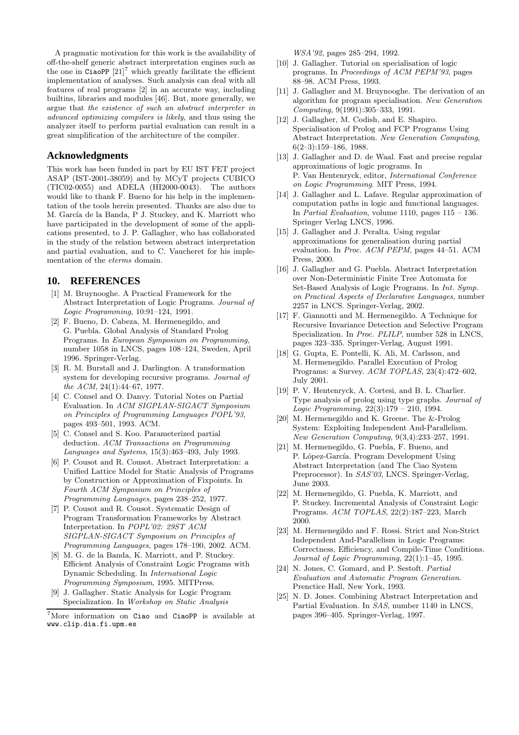A pragmatic motivation for this work is the availability of off-the-shelf generic abstract interpretation engines such as the one in CiaoPP [21][7] which greatly facilitate the efficient implementation of analyses. Such analysis can deal with all features of real programs [2] in an accurate way, including builtins, libraries and modules [46]. But, more generally, we argue that *the existence of such an abstract interpreter in advanced optimizing compilers is likely*, and thus using the analyzer itself to perform partial evaluation can result in a great simplification of the architecture of the compiler.

## Acknowledgments

This work has been funded in part by EU IST FET project ASAP (IST-2001-38059) and by MCyT projects CUBICO (TIC02-0055) and ADELA (HI2000-0043). The authors would like to thank F. Bueno for his help in the implementation of the tools herein presented. Thanks are also due to M. García de la Banda, P J. Stuckey, and K. Marriott who have participated in the development of some of the applications presented, to J. P. Gallagher, who has collaborated in the study of the relation between abstract interpretation and partial evaluation, and to C. Vaucheret for his implementation of the *eterms* domain.

## 10. REFERENCES

[1] M. Bruynooghe. A Practical Framework for the Abstract Interpretation of Logic Programs. *Journal of Logic Programming*, 10:91–124, 1991.

[2] F. Bueno, D. Cabeza, M. Hermenegildo, and G. Puebla. Global Analysis of Standard Prolog Programs. In *European Symposium on Programming*, number 1058 in LNCS, pages 108–124, Sweden, April 1996. Springer-Verlag.

[3] R. M. Burstall and J. Darlington. A transformation system for developing recursive programs. *Journal of the ACM*, 24(1):44–67, 1977.

[4] C. Consel and O. Danvy. Tutorial Notes on Partial Evaluation. In *ACM SIGPLAN-SIGACT Symposium on Principles of Programming Languages POPL'93*, pages 493–501, 1993. ACM.

[5] C. Consel and S. Koo. Parameterized partial deduction. *ACM Transactions on Programming Languages and Systems*, 15(3):463–493, July 1993.

[6] P. Cousot and R. Cousot. Abstract Interpretation: a Unified Lattice Model for Static Analysis of Programs by Construction or Approximation of Fixpoints. In *Fourth ACM Symposium on Principles of Programming Languages*, pages 238–252, 1977.

[7] P. Cousot and R. Cousot. Systematic Design of Program Transformation Frameworks by Abstract Interpretation. In *POPL'02: 29ST ACM SIGPLAN-SIGACT Symposium on Principles of Programming Languages*, pages 178–190, 2002. ACM.

[8] M. G. de la Banda, K. Marriott, and P. Stuckey. Efficient Analysis of Constraint Logic Programs with Dynamic Scheduling. In *International Logic Programming Symposium*, 1995. MITPress.

[9] J. Gallagher. Static Analysis for Logic Program Specialization. In *Workshop on Static Analysis WSA'92*, pages 285–294, 1992.

[10] J. Gallagher. Tutorial on specialisation of logic programs. In *Proceedings of ACM PEPM'93*, pages 88–98. ACM Press, 1993.

[11] J. Gallagher and M. Bruynooghe. The derivation of an algorithm for program specialisation. *New Generation Computing*, 9(1991):305–333, 1991.

[12] J. Gallagher, M. Codish, and E. Shapiro. Specialisation of Prolog and FCP Programs Using Abstract Interpretation. *New Generation Computing*, 6(2–3):159–186, 1988.

[13] J. Gallagher and D. de Waal. Fast and precise regular approximations of logic programs. In P. Van Hentenryck, editor, *International Conference on Logic Programming*. MIT Press, 1994.

[14] J. Gallagher and L. Lafave. Regular approximation of computation paths in logic and functional languages. In *Partial Evaluation*, volume 1110, pages 115 – 136. Springer Verlag LNCS, 1996.

[15] J. Gallagher and J. Peralta. Using regular approximations for generalisation during partial evaluation. In *Proc. ACM PEPM*, pages 44–51. ACM Press, 2000.

[16] J. Gallagher and G. Puebla. Abstract Interpretation over Non-Deterministic Finite Tree Automata for Set-Based Analysis of Logic Programs. In *Int. Symp. on Practical Aspects of Declarative Languages*, number 2257 in LNCS. Springer-Verlag, 2002.

[17] F. Giannotti and M. Hermenegildo. A Technique for Recursive Invariance Detection and Selective Program Specialization. In *Proc. PLILP*, number 528 in LNCS, pages 323–335. Springer-Verlag, August 1991.

[18] G. Gupta, E. Pontelli, K. Ali, M. Carlsson, and M. Hermenegildo. Parallel Execution of Prolog Programs: a Survey. *ACM TOPLAS*, 23(4):472–602, July 2001.

[19] P. V. Hentenryck, A. Cortesi, and B. L. Charlier. Type analysis of prolog using type graphs. *Journal of Logic Programming*, 22(3):179 – 210, 1994.

[20] M. Hermenegildo and K. Greene. The &-Prolog System: Exploiting Independent And-Parallelism. *New Generation Computing*, 9(3,4):233–257, 1991.

[21] M. Hermenegildo, G. Puebla, F. Bueno, and P. López-García. Program Development Using Abstract Interpretation (and The Ciao System Preprocessor). In *SAS'03*, LNCS. Springer-Verlag, June 2003.

[22] M. Hermenegildo, G. Puebla, K. Marriott, and P. Stuckey. Incremental Analysis of Constraint Logic Programs. *ACM TOPLAS*, 22(2):187–223, March 2000.

[23] M. Hermenegildo and F. Rossi. Strict and Non-Strict Independent And-Parallelism in Logic Programs: Correctness, Efficiency, and Compile-Time Conditions. *Journal of Logic Programming*, 22(1):1–45, 1995.

[24] N. Jones, C. Gomard, and P. Sestoft. *Partial Evaluation and Automatic Program Generation*. Prenctice Hall, New York, 1993.

[25] N. D. Jones. Combining Abstract Interpretation and Partial Evaluation. In *SAS*, number 1140 in LNCS, pages 396–405. Springer-Verlag, 1997.

[7] More information on Ciao and CiaoPP is available at www.clip.dia.fi.upm.es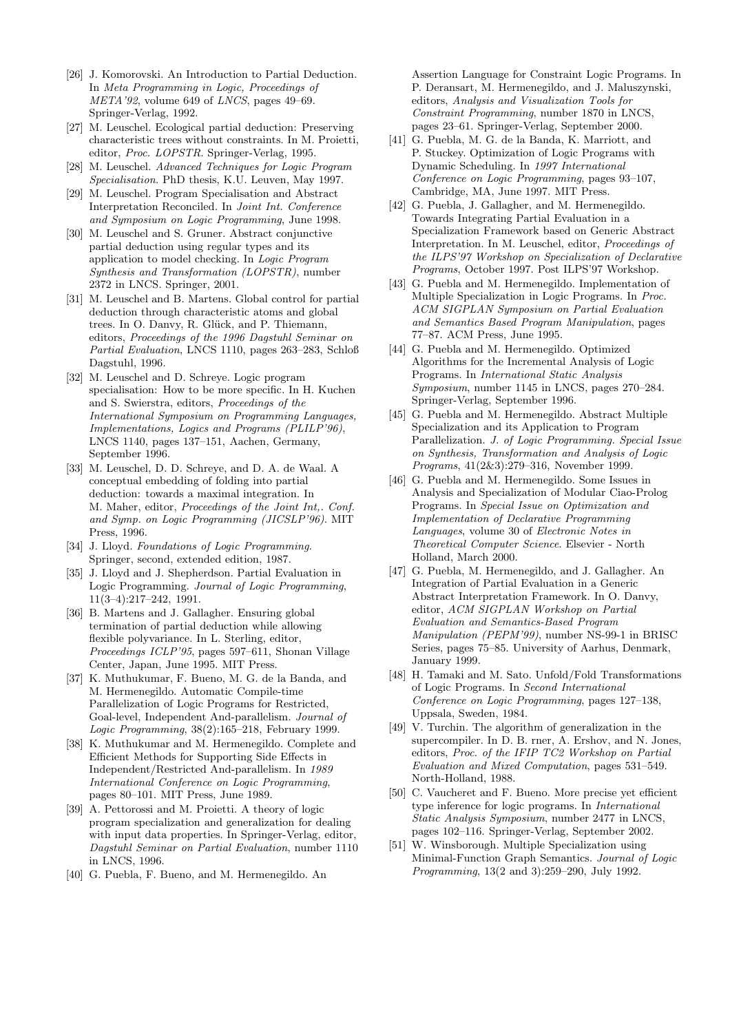[26] J. Komorovski. An Introduction to Partial Deduction. In *Meta Programming in Logic, Proceedings of META'92*, volume 649 of *LNCS*, pages 49–69. Springer-Verlag, 1992.

[27] M. Leuschel. Ecological partial deduction: Preserving characteristic trees without constraints. In M. Proietti, editor, *Proc. LOPSTR*. Springer-Verlag, 1995.

[28] M. Leuschel. *Advanced Techniques for Logic Program Specialisation*. PhD thesis, K.U. Leuven, May 1997.

[29] M. Leuschel. Program Specialisation and Abstract Interpretation Reconciled. In *Joint Int. Conference and Symposium on Logic Programming*, June 1998.

[30] M. Leuschel and S. Gruner. Abstract conjunctive partial deduction using regular types and its application to model checking. In *Logic Program Synthesis and Transformation (LOPSTR)*, number 2372 in LNCS. Springer, 2001.

[31] M. Leuschel and B. Martens. Global control for partial deduction through characteristic atoms and global trees. In O. Danvy, R. Glück, and P. Thiemann, editors, *Proceedings of the 1996 Dagstuhl Seminar on Partial Evaluation*, LNCS 1110, pages 263–283, Schloß Dagstuhl, 1996.

[32] M. Leuschel and D. Schreye. Logic program specialisation: How to be more specific. In H. Kuchen and S. Swierstra, editors, *Proceedings of the International Symposium on Programming Languages, Implementations, Logics and Programs (PLILP'96)*, LNCS 1140, pages 137–151, Aachen, Germany, September 1996.

[33] M. Leuschel, D. D. Schreye, and D. A. de Waal. A conceptual embedding of folding into partial deduction: towards a maximal integration. In M. Maher, editor, *Proceedings of the Joint Int,. Conf. and Symp. on Logic Programming (JICSLP'96)*. MIT Press, 1996.

[34] J. Lloyd. *Foundations of Logic Programming*. Springer, second, extended edition, 1987.

[35] J. Lloyd and J. Shepherdson. Partial Evaluation in Logic Programming. *Journal of Logic Programming*, 11(3–4):217–242, 1991.

[36] B. Martens and J. Gallagher. Ensuring global termination of partial deduction while allowing flexible polyvariance. In L. Sterling, editor, *Proceedings ICLP'95*, pages 597–611, Shonan Village Center, Japan, June 1995. MIT Press.

[37] K. Muthukumar, F. Bueno, M. G. de la Banda, and M. Hermenegildo. Automatic Compile-time Parallelization of Logic Programs for Restricted, Goal-level, Independent And-parallelism. *Journal of Logic Programming*, 38(2):165–218, February 1999.

[38] K. Muthukumar and M. Hermenegildo. Complete and Efficient Methods for Supporting Side Effects in Independent/Restricted And-parallelism. In *1989 International Conference on Logic Programming*, pages 80–101. MIT Press, June 1989.

[39] A. Pettorossi and M. Proietti. A theory of logic program specialization and generalization for dealing with input data properties. In Springer-Verlag, editor, *Dagstuhl Seminar on Partial Evaluation*, number 1110 in LNCS, 1996.

[40] G. Puebla, F. Bueno, and M. Hermenegildo. An Assertion Language for Constraint Logic Programs. In P. Deransart, M. Hermenegildo, and J. Maluszynski, editors, *Analysis and Visualization Tools for Constraint Programming*, number 1870 in LNCS, pages 23–61. Springer-Verlag, September 2000.

[41] G. Puebla, M. G. de la Banda, K. Marriott, and P. Stuckey. Optimization of Logic Programs with Dynamic Scheduling. In *1997 International Conference on Logic Programming*, pages 93–107, Cambridge, MA, June 1997. MIT Press.

[42] G. Puebla, J. Gallagher, and M. Hermenegildo. Towards Integrating Partial Evaluation in a Specialization Framework based on Generic Abstract Interpretation. In M. Leuschel, editor, *Proceedings of the ILPS'97 Workshop on Specialization of Declarative Programs*, October 1997. Post ILPS'97 Workshop.

[43] G. Puebla and M. Hermenegildo. Implementation of Multiple Specialization in Logic Programs. In *Proc. ACM SIGPLAN Symposium on Partial Evaluation and Semantics Based Program Manipulation*, pages 77–87. ACM Press, June 1995.

[44] G. Puebla and M. Hermenegildo. Optimized Algorithms for the Incremental Analysis of Logic Programs. In *International Static Analysis Symposium*, number 1145 in LNCS, pages 270–284. Springer-Verlag, September 1996.

[45] G. Puebla and M. Hermenegildo. Abstract Multiple Specialization and its Application to Program Parallelization. *J. of Logic Programming. Special Issue on Synthesis, Transformation and Analysis of Logic Programs*, 41(2&3):279–316, November 1999.

[46] G. Puebla and M. Hermenegildo. Some Issues in Analysis and Specialization of Modular Ciao-Prolog Programs. In *Special Issue on Optimization and Implementation of Declarative Programming Languages*, volume 30 of *Electronic Notes in Theoretical Computer Science*. Elsevier - North Holland, March 2000.

[47] G. Puebla, M. Hermenegildo, and J. Gallagher. An Integration of Partial Evaluation in a Generic Abstract Interpretation Framework. In O. Danvy, editor, *ACM SIGPLAN Workshop on Partial Evaluation and Semantics-Based Program Manipulation (PEPM'99)*, number NS-99-1 in BRISC Series, pages 75–85. University of Aarhus, Denmark, January 1999.

[48] H. Tamaki and M. Sato. Unfold/Fold Transformations of Logic Programs. In *Second International Conference on Logic Programming*, pages 127–138, Uppsala, Sweden, 1984.

[49] V. Turchin. The algorithm of generalization in the supercompiler. In D. B. rner, A. Ershov, and N. Jones, editors, *Proc. of the IFIP TC2 Workshop on Partial Evaluation and Mixed Computation*, pages 531–549. North-Holland, 1988.

[50] C. Vaucheret and F. Bueno. More precise yet efficient type inference for logic programs. In *International Static Analysis Symposium*, number 2477 in LNCS, pages 102–116. Springer-Verlag, September 2002.

[51] W. Winsborough. Multiple Specialization using Minimal-Function Graph Semantics. *Journal of Logic Programming*, 13(2 and 3):259–290, July 1992.